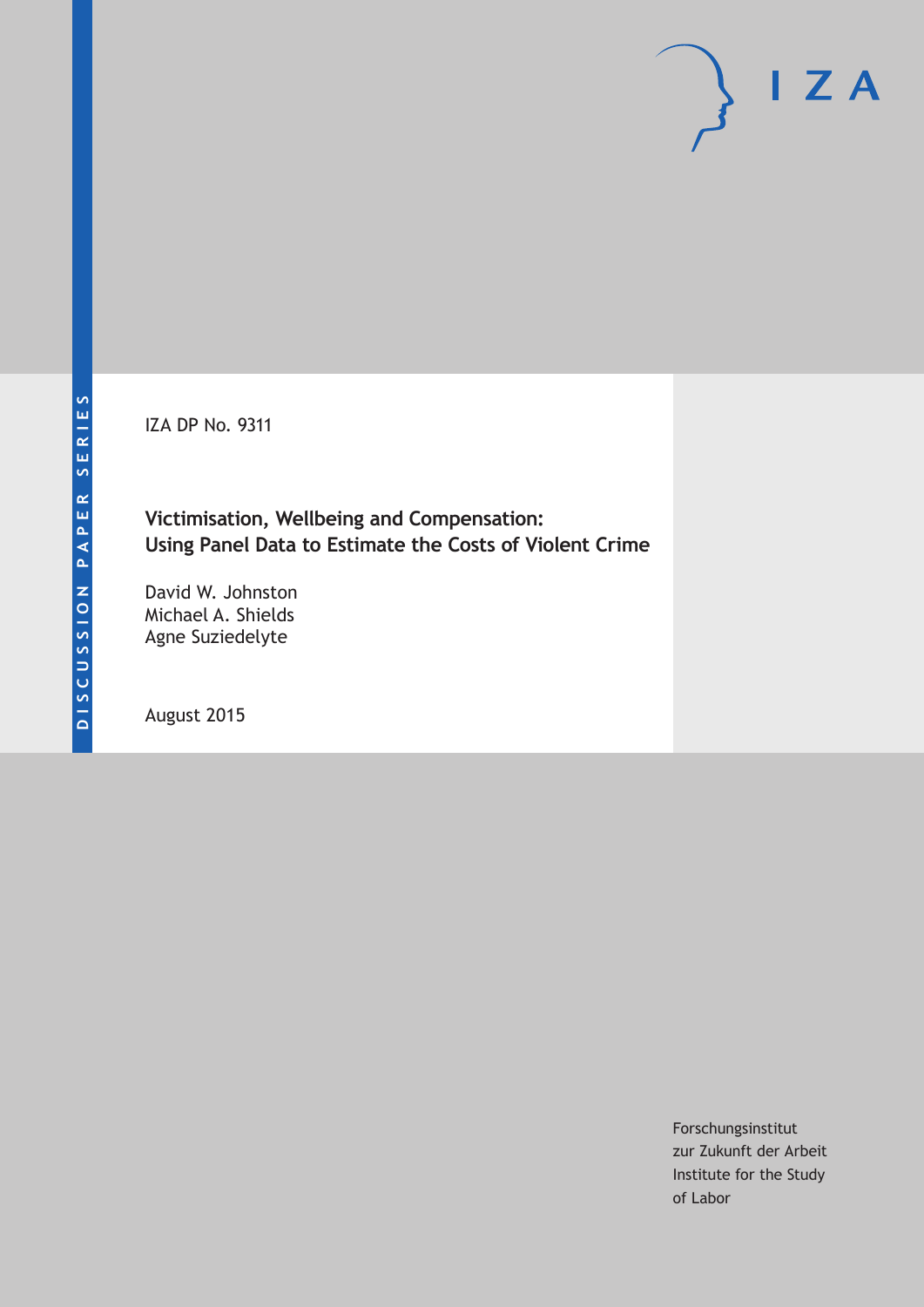DISCUSSION PAPER SERIES

IZA DP No. 9311

# Victimisation, Wellbeing and Compensation: Using Panel Data to Estimate the Costs of Violent Crime

David W. Johnston
Michael A. Shields
Agne Suziedelyte

August 2015

Forschungsinstitut
zur Zukunft der Arbeit
Institute for the Study
of Labor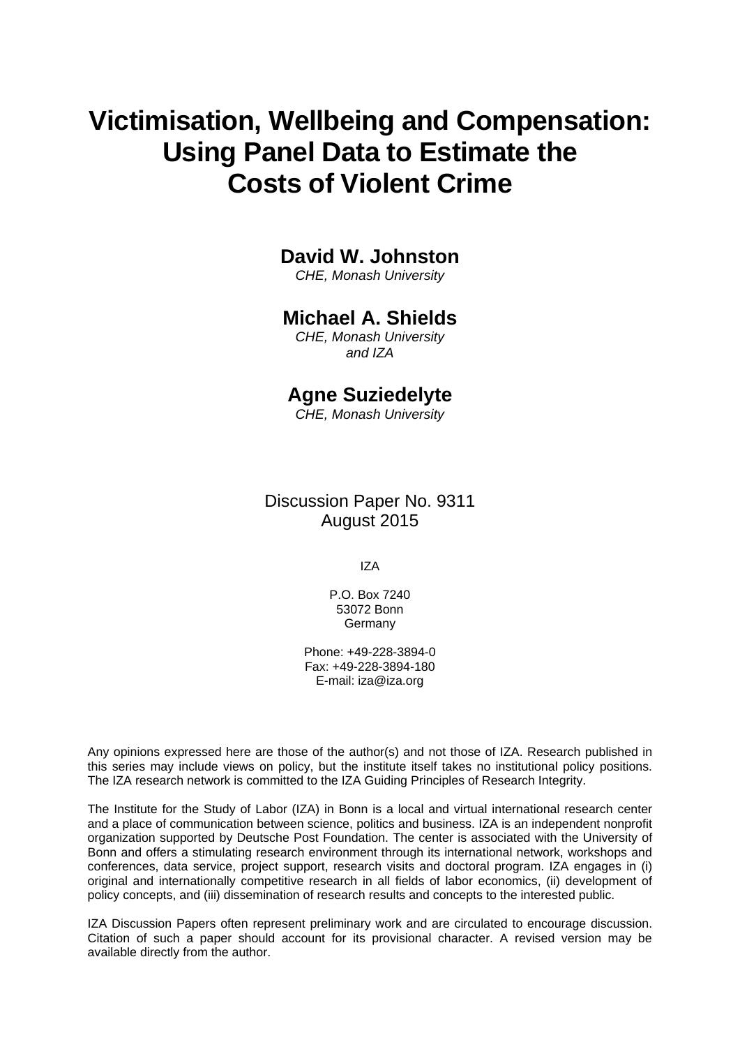# Victimisation, Wellbeing and Compensation: Using Panel Data to Estimate the Costs of Violent Crime

**David W. Johnston**
*CHE, Monash University*

**Michael A. Shields**
*CHE, Monash University and IZA*

**Agne Suziedelyte**
*CHE, Monash University*

Discussion Paper No. 9311
August 2015

IZA

P.O. Box 7240
53072 Bonn
Germany

Phone: +49-228-3894-0
Fax: +49-228-3894-180
E-mail: iza@iza.org

Any opinions expressed here are those of the author(s) and not those of IZA. Research published in this series may include views on policy, but the institute itself takes no institutional policy positions. The IZA research network is committed to the IZA Guiding Principles of Research Integrity.

The Institute for the Study of Labor (IZA) in Bonn is a local and virtual international research center and a place of communication between science, politics and business. IZA is an independent nonprofit organization supported by Deutsche Post Foundation. The center is associated with the University of Bonn and offers a stimulating research environment through its international network, workshops and conferences, data service, project support, research visits and doctoral program. IZA engages in (i) original and internationally competitive research in all fields of labor economics, (ii) development of policy concepts, and (iii) dissemination of research results and concepts to the interested public.

IZA Discussion Papers often represent preliminary work and are circulated to encourage discussion. Citation of such a paper should account for its provisional character. A revised version may be available directly from the author.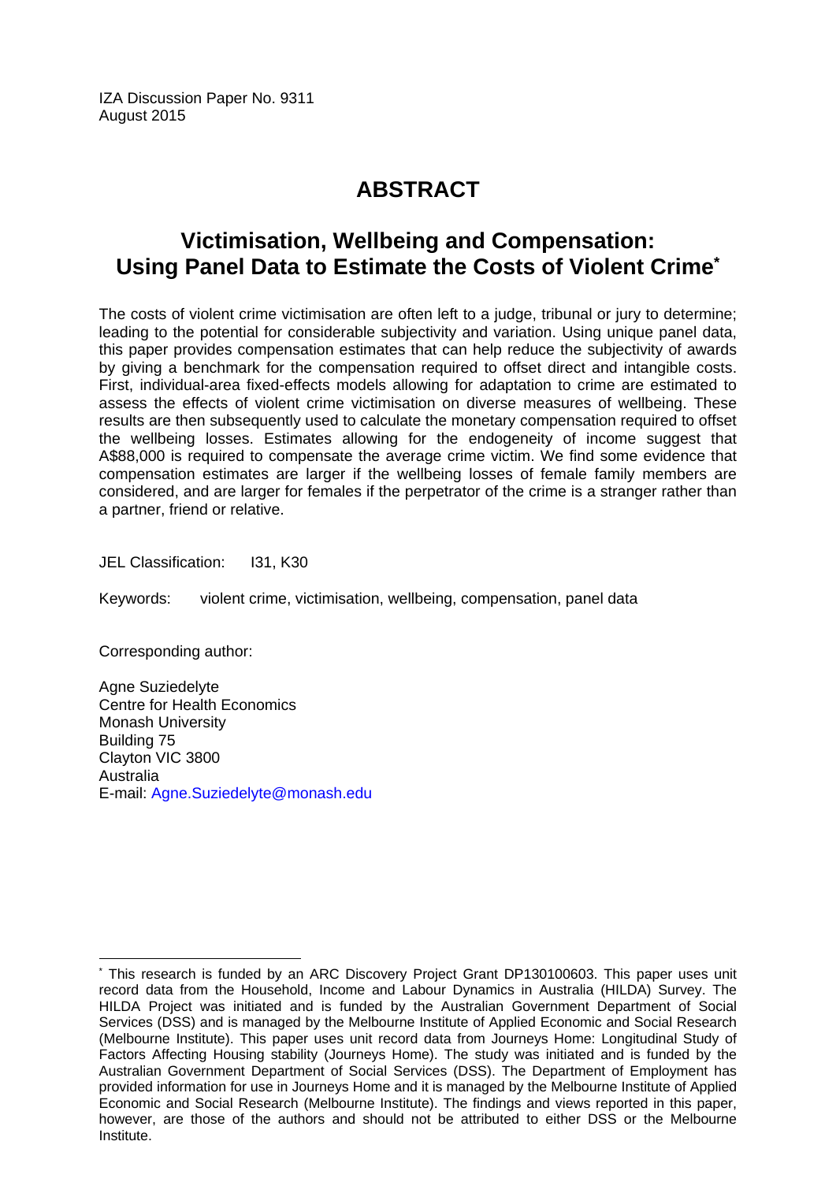IZA Discussion Paper No. 9311
August 2015

# ABSTRACT

## Victimisation, Wellbeing and Compensation: Using Panel Data to Estimate the Costs of Violent Crime*

The costs of violent crime victimisation are often left to a judge, tribunal or jury to determine; leading to the potential for considerable subjectivity and variation. Using unique panel data, this paper provides compensation estimates that can help reduce the subjectivity of awards by giving a benchmark for the compensation required to offset direct and intangible costs. First, individual-area fixed-effects models allowing for adaptation to crime are estimated to assess the effects of violent crime victimisation on diverse measures of wellbeing. These results are then subsequently used to calculate the monetary compensation required to offset the wellbeing losses. Estimates allowing for the endogeneity of income suggest that A$88,000 is required to compensate the average crime victim. We find some evidence that compensation estimates are larger if the wellbeing losses of female family members are considered, and are larger for females if the perpetrator of the crime is a stranger rather than a partner, friend or relative.

JEL Classification: I31, K30

Keywords: violent crime, victimisation, wellbeing, compensation, panel data

Corresponding author:

Agne Suziedelyte
Centre for Health Economics
Monash University
Building 75
Clayton VIC 3800
Australia
E-mail: Agne.Suziedelyte@monash.edu

* This research is funded by an ARC Discovery Project Grant DP130100603. This paper uses unit record data from the Household, Income and Labour Dynamics in Australia (HILDA) Survey. The HILDA Project was initiated and is funded by the Australian Government Department of Social Services (DSS) and is managed by the Melbourne Institute of Applied Economic and Social Research (Melbourne Institute). This paper uses unit record data from Journeys Home: Longitudinal Study of Factors Affecting Housing stability (Journeys Home). The study was initiated and is funded by the Australian Government Department of Social Services (DSS). The Department of Employment has provided information for use in Journeys Home and it is managed by the Melbourne Institute of Applied Economic and Social Research (Melbourne Institute). The findings and views reported in this paper, however, are those of the authors and should not be attributed to either DSS or the Melbourne Institute.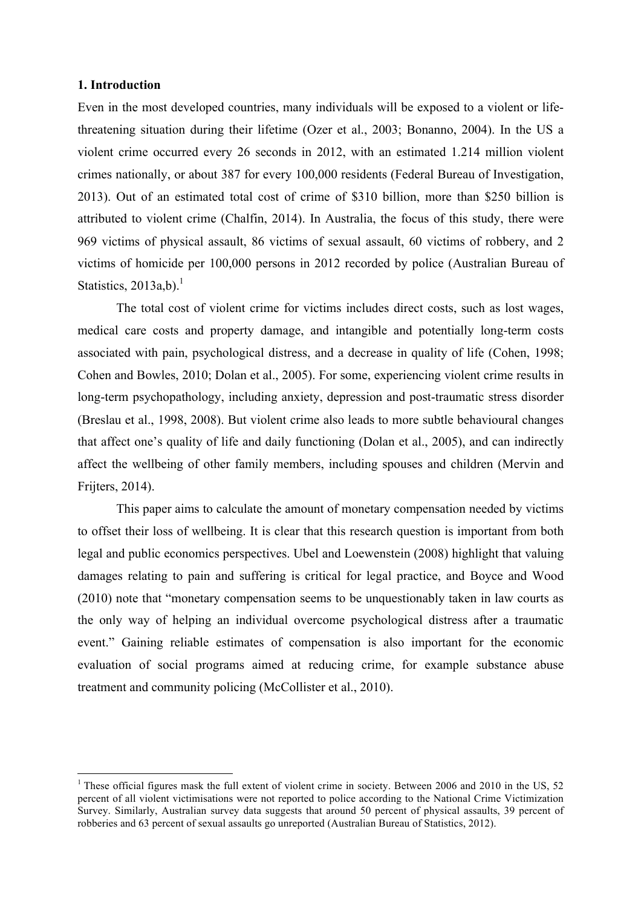## 1. Introduction

Even in the most developed countries, many individuals will be exposed to a violent or life-threatening situation during their lifetime (Ozer et al., 2003; Bonanno, 2004). In the US a violent crime occurred every 26 seconds in 2012, with an estimated 1.214 million violent crimes nationally, or about 387 for every 100,000 residents (Federal Bureau of Investigation, 2013). Out of an estimated total cost of crime of $310 billion, more than $250 billion is attributed to violent crime (Chalfin, 2014). In Australia, the focus of this study, there were 969 victims of physical assault, 86 victims of sexual assault, 60 victims of robbery, and 2 victims of homicide per 100,000 persons in 2012 recorded by police (Australian Bureau of Statistics, 2013a,b).[1]

The total cost of violent crime for victims includes direct costs, such as lost wages, medical care costs and property damage, and intangible and potentially long-term costs associated with pain, psychological distress, and a decrease in quality of life (Cohen, 1998; Cohen and Bowles, 2010; Dolan et al., 2005). For some, experiencing violent crime results in long-term psychopathology, including anxiety, depression and post-traumatic stress disorder (Breslau et al., 1998, 2008). But violent crime also leads to more subtle behavioural changes that affect one's quality of life and daily functioning (Dolan et al., 2005), and can indirectly affect the wellbeing of other family members, including spouses and children (Mervin and Frijters, 2014).

This paper aims to calculate the amount of monetary compensation needed by victims to offset their loss of wellbeing. It is clear that this research question is important from both legal and public economics perspectives. Ubel and Loewenstein (2008) highlight that valuing damages relating to pain and suffering is critical for legal practice, and Boyce and Wood (2010) note that "monetary compensation seems to be unquestionably taken in law courts as the only way of helping an individual overcome psychological distress after a traumatic event." Gaining reliable estimates of compensation is also important for the economic evaluation of social programs aimed at reducing crime, for example substance abuse treatment and community policing (McCollister et al., 2010).

[1] These official figures mask the full extent of violent crime in society. Between 2006 and 2010 in the US, 52 percent of all violent victimisations were not reported to police according to the National Crime Victimization Survey. Similarly, Australian survey data suggests that around 50 percent of physical assaults, 39 percent of robberies and 63 percent of sexual assaults go unreported (Australian Bureau of Statistics, 2012).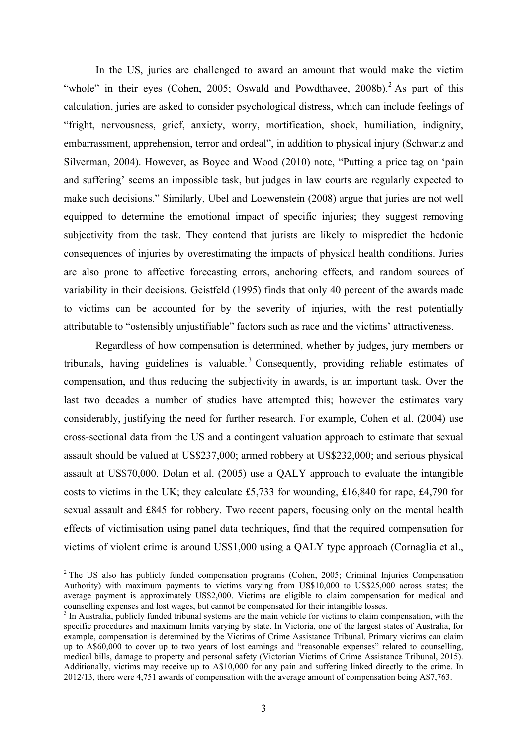In the US, juries are challenged to award an amount that would make the victim "whole" in their eyes (Cohen, 2005; Oswald and Powdthavee, 2008b).[2] As part of this calculation, juries are asked to consider psychological distress, which can include feelings of "fright, nervousness, grief, anxiety, worry, mortification, shock, humiliation, indignity, embarrassment, apprehension, terror and ordeal", in addition to physical injury (Schwartz and Silverman, 2004). However, as Boyce and Wood (2010) note, "Putting a price tag on 'pain and suffering' seems an impossible task, but judges in law courts are regularly expected to make such decisions." Similarly, Ubel and Loewenstein (2008) argue that juries are not well equipped to determine the emotional impact of specific injuries; they suggest removing subjectivity from the task. They contend that jurists are likely to mispredict the hedonic consequences of injuries by overestimating the impacts of physical health conditions. Juries are also prone to affective forecasting errors, anchoring effects, and random sources of variability in their decisions. Geistfeld (1995) finds that only 40 percent of the awards made to victims can be accounted for by the severity of injuries, with the rest potentially attributable to "ostensibly unjustifiable" factors such as race and the victims' attractiveness.

Regardless of how compensation is determined, whether by judges, jury members or tribunals, having guidelines is valuable.[3] Consequently, providing reliable estimates of compensation, and thus reducing the subjectivity in awards, is an important task. Over the last two decades a number of studies have attempted this; however the estimates vary considerably, justifying the need for further research. For example, Cohen et al. (2004) use cross-sectional data from the US and a contingent valuation approach to estimate that sexual assault should be valued at US$237,000; armed robbery at US$232,000; and serious physical assault at US$70,000. Dolan et al. (2005) use a QALY approach to evaluate the intangible costs to victims in the UK; they calculate £5,733 for wounding, £16,840 for rape, £4,790 for sexual assault and £845 for robbery. Two recent papers, focusing only on the mental health effects of victimisation using panel data techniques, find that the required compensation for victims of violent crime is around US$1,000 using a QALY type approach (Cornaglia et al.,

---

[2] The US also has publicly funded compensation programs (Cohen, 2005; Criminal Injuries Compensation Authority) with maximum payments to victims varying from US$10,000 to US$25,000 across states; the average payment is approximately US$2,000. Victims are eligible to claim compensation for medical and counselling expenses and lost wages, but cannot be compensated for their intangible losses.

[3] In Australia, publicly funded tribunal systems are the main vehicle for victims to claim compensation, with the specific procedures and maximum limits varying by state. In Victoria, one of the largest states of Australia, for example, compensation is determined by the Victims of Crime Assistance Tribunal. Primary victims can claim up to A$60,000 to cover up to two years of lost earnings and "reasonable expenses" related to counselling, medical bills, damage to property and personal safety (Victorian Victims of Crime Assistance Tribunal, 2015). Additionally, victims may receive up to A$10,000 for any pain and suffering linked directly to the crime. In 2012/13, there were 4,751 awards of compensation with the average amount of compensation being A$7,763.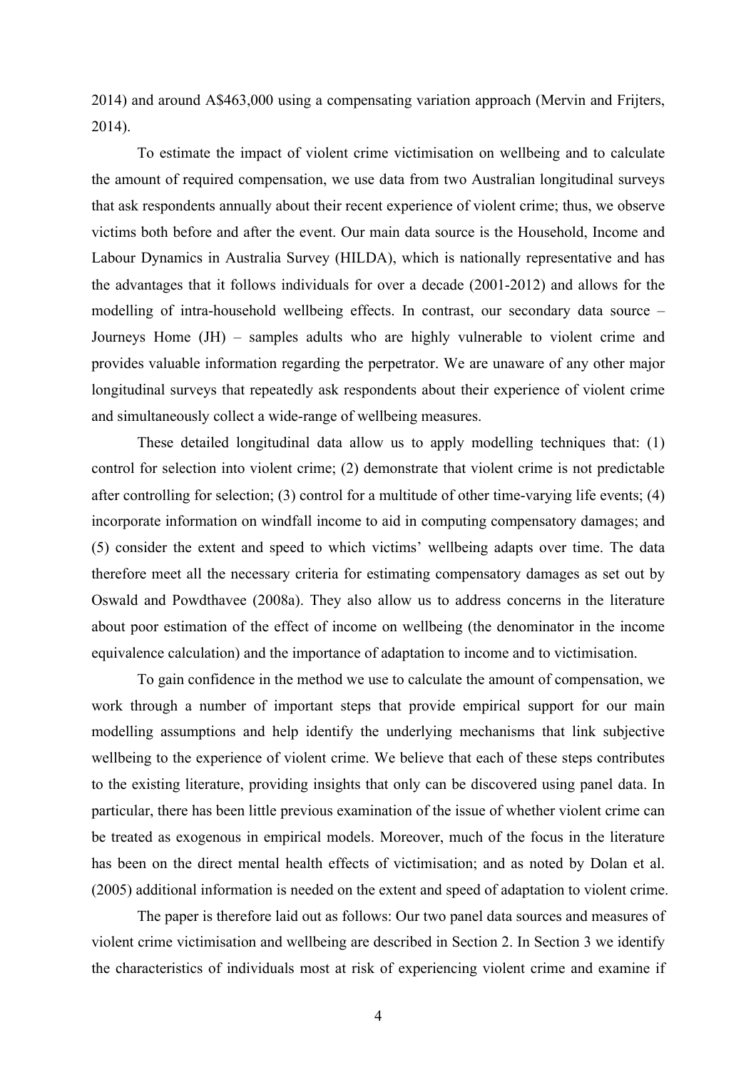2014) and around A$463,000 using a compensating variation approach (Mervin and Frijters, 2014).

To estimate the impact of violent crime victimisation on wellbeing and to calculate the amount of required compensation, we use data from two Australian longitudinal surveys that ask respondents annually about their recent experience of violent crime; thus, we observe victims both before and after the event. Our main data source is the Household, Income and Labour Dynamics in Australia Survey (HILDA), which is nationally representative and has the advantages that it follows individuals for over a decade (2001-2012) and allows for the modelling of intra-household wellbeing effects. In contrast, our secondary data source – Journeys Home (JH) – samples adults who are highly vulnerable to violent crime and provides valuable information regarding the perpetrator. We are unaware of any other major longitudinal surveys that repeatedly ask respondents about their experience of violent crime and simultaneously collect a wide-range of wellbeing measures.

These detailed longitudinal data allow us to apply modelling techniques that: (1) control for selection into violent crime; (2) demonstrate that violent crime is not predictable after controlling for selection; (3) control for a multitude of other time-varying life events; (4) incorporate information on windfall income to aid in computing compensatory damages; and (5) consider the extent and speed to which victims' wellbeing adapts over time. The data therefore meet all the necessary criteria for estimating compensatory damages as set out by Oswald and Powdthavee (2008a). They also allow us to address concerns in the literature about poor estimation of the effect of income on wellbeing (the denominator in the income equivalence calculation) and the importance of adaptation to income and to victimisation.

To gain confidence in the method we use to calculate the amount of compensation, we work through a number of important steps that provide empirical support for our main modelling assumptions and help identify the underlying mechanisms that link subjective wellbeing to the experience of violent crime. We believe that each of these steps contributes to the existing literature, providing insights that only can be discovered using panel data. In particular, there has been little previous examination of the issue of whether violent crime can be treated as exogenous in empirical models. Moreover, much of the focus in the literature has been on the direct mental health effects of victimisation; and as noted by Dolan et al. (2005) additional information is needed on the extent and speed of adaptation to violent crime.

The paper is therefore laid out as follows: Our two panel data sources and measures of violent crime victimisation and wellbeing are described in Section 2. In Section 3 we identify the characteristics of individuals most at risk of experiencing violent crime and examine if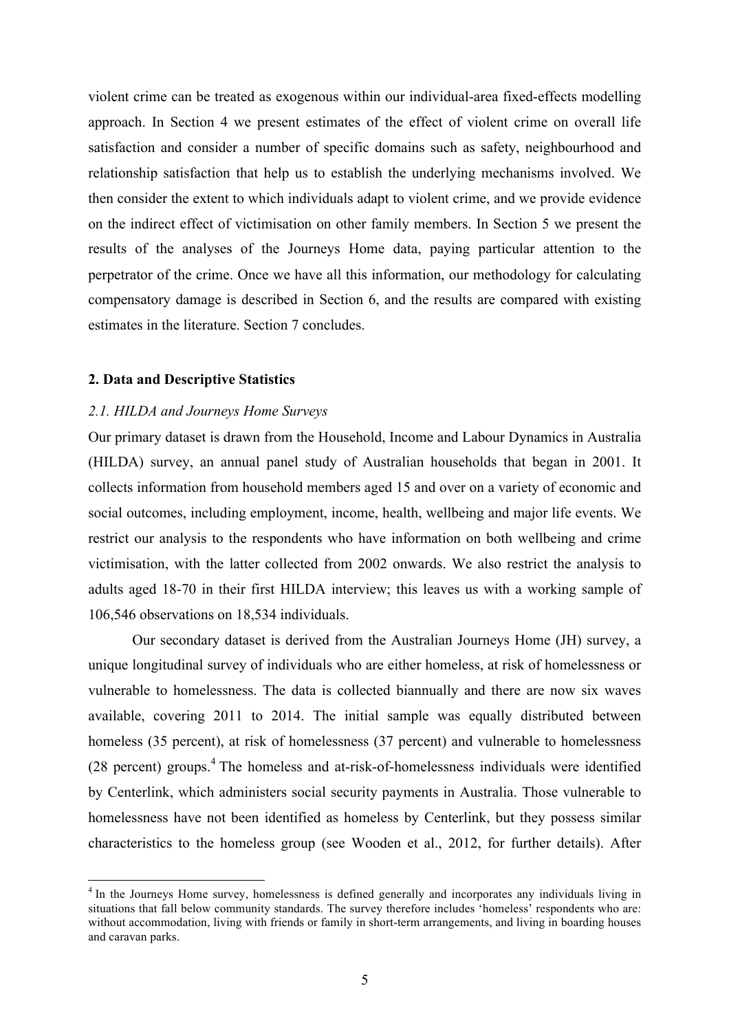violent crime can be treated as exogenous within our individual-area fixed-effects modelling approach. In Section 4 we present estimates of the effect of violent crime on overall life satisfaction and consider a number of specific domains such as safety, neighbourhood and relationship satisfaction that help us to establish the underlying mechanisms involved. We then consider the extent to which individuals adapt to violent crime, and we provide evidence on the indirect effect of victimisation on other family members. In Section 5 we present the results of the analyses of the Journeys Home data, paying particular attention to the perpetrator of the crime. Once we have all this information, our methodology for calculating compensatory damage is described in Section 6, and the results are compared with existing estimates in the literature. Section 7 concludes.

## 2. Data and Descriptive Statistics

### *2.1. HILDA and Journeys Home Surveys*

Our primary dataset is drawn from the Household, Income and Labour Dynamics in Australia (HILDA) survey, an annual panel study of Australian households that began in 2001. It collects information from household members aged 15 and over on a variety of economic and social outcomes, including employment, income, health, wellbeing and major life events. We restrict our analysis to the respondents who have information on both wellbeing and crime victimisation, with the latter collected from 2002 onwards. We also restrict the analysis to adults aged 18-70 in their first HILDA interview; this leaves us with a working sample of 106,546 observations on 18,534 individuals.

Our secondary dataset is derived from the Australian Journeys Home (JH) survey, a unique longitudinal survey of individuals who are either homeless, at risk of homelessness or vulnerable to homelessness. The data is collected biannually and there are now six waves available, covering 2011 to 2014. The initial sample was equally distributed between homeless (35 percent), at risk of homelessness (37 percent) and vulnerable to homelessness (28 percent) groups.[4] The homeless and at-risk-of-homelessness individuals were identified by Centerlink, which administers social security payments in Australia. Those vulnerable to homelessness have not been identified as homeless by Centerlink, but they possess similar characteristics to the homeless group (see Wooden et al., 2012, for further details). After

[4] In the Journeys Home survey, homelessness is defined generally and incorporates any individuals living in situations that fall below community standards. The survey therefore includes 'homeless' respondents who are: without accommodation, living with friends or family in short-term arrangements, and living in boarding houses and caravan parks.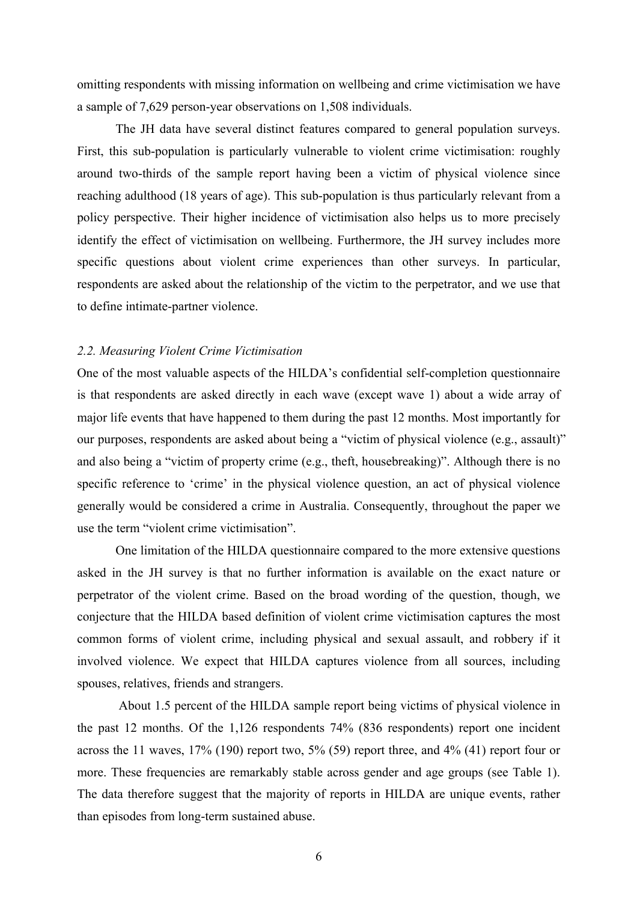omitting respondents with missing information on wellbeing and crime victimisation we have a sample of 7,629 person-year observations on 1,508 individuals.

The JH data have several distinct features compared to general population surveys. First, this sub-population is particularly vulnerable to violent crime victimisation: roughly around two-thirds of the sample report having been a victim of physical violence since reaching adulthood (18 years of age). This sub-population is thus particularly relevant from a policy perspective. Their higher incidence of victimisation also helps us to more precisely identify the effect of victimisation on wellbeing. Furthermore, the JH survey includes more specific questions about violent crime experiences than other surveys. In particular, respondents are asked about the relationship of the victim to the perpetrator, and we use that to define intimate-partner violence.

### *2.2. Measuring Violent Crime Victimisation*

One of the most valuable aspects of the HILDA's confidential self-completion questionnaire is that respondents are asked directly in each wave (except wave 1) about a wide array of major life events that have happened to them during the past 12 months. Most importantly for our purposes, respondents are asked about being a "victim of physical violence (e.g., assault)" and also being a "victim of property crime (e.g., theft, housebreaking)". Although there is no specific reference to 'crime' in the physical violence question, an act of physical violence generally would be considered a crime in Australia. Consequently, throughout the paper we use the term "violent crime victimisation".

One limitation of the HILDA questionnaire compared to the more extensive questions asked in the JH survey is that no further information is available on the exact nature or perpetrator of the violent crime. Based on the broad wording of the question, though, we conjecture that the HILDA based definition of violent crime victimisation captures the most common forms of violent crime, including physical and sexual assault, and robbery if it involved violence. We expect that HILDA captures violence from all sources, including spouses, relatives, friends and strangers.

About 1.5 percent of the HILDA sample report being victims of physical violence in the past 12 months. Of the 1,126 respondents 74% (836 respondents) report one incident across the 11 waves, 17% (190) report two, 5% (59) report three, and 4% (41) report four or more. These frequencies are remarkably stable across gender and age groups (see Table 1). The data therefore suggest that the majority of reports in HILDA are unique events, rather than episodes from long-term sustained abuse.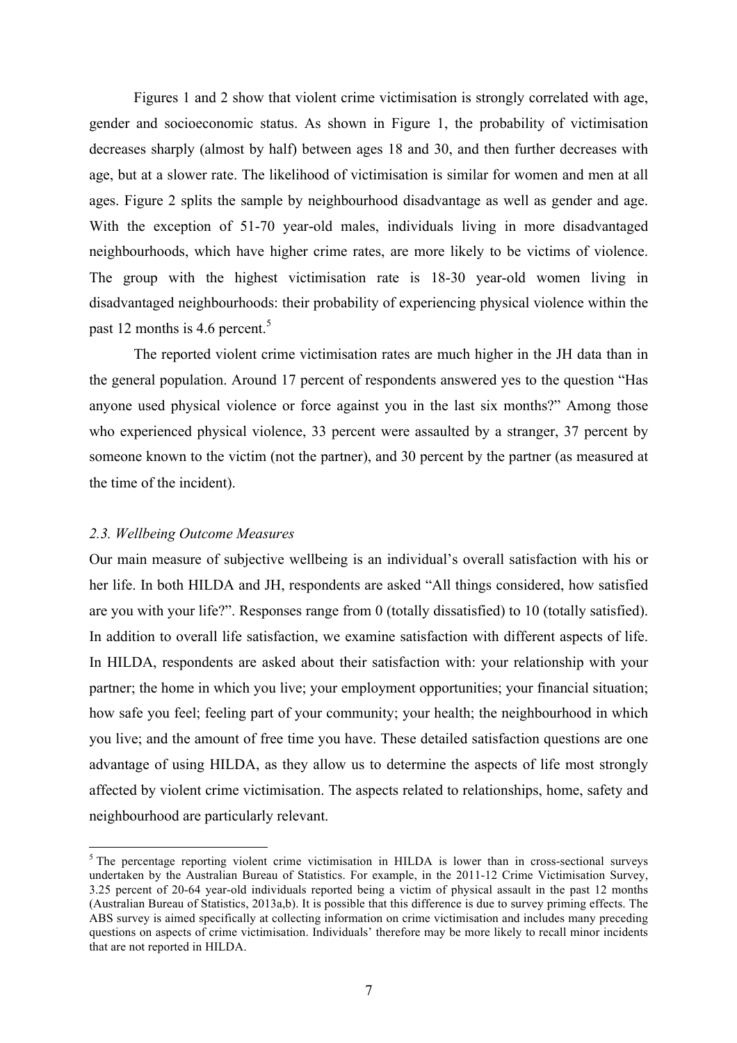Figures 1 and 2 show that violent crime victimisation is strongly correlated with age, gender and socioeconomic status. As shown in Figure 1, the probability of victimisation decreases sharply (almost by half) between ages 18 and 30, and then further decreases with age, but at a slower rate. The likelihood of victimisation is similar for women and men at all ages. Figure 2 splits the sample by neighbourhood disadvantage as well as gender and age. With the exception of 51-70 year-old males, individuals living in more disadvantaged neighbourhoods, which have higher crime rates, are more likely to be victims of violence. The group with the highest victimisation rate is 18-30 year-old women living in disadvantaged neighbourhoods: their probability of experiencing physical violence within the past 12 months is 4.6 percent.[5]

The reported violent crime victimisation rates are much higher in the JH data than in the general population. Around 17 percent of respondents answered yes to the question "Has anyone used physical violence or force against you in the last six months?" Among those who experienced physical violence, 33 percent were assaulted by a stranger, 37 percent by someone known to the victim (not the partner), and 30 percent by the partner (as measured at the time of the incident).

### *2.3. Wellbeing Outcome Measures*

Our main measure of subjective wellbeing is an individual's overall satisfaction with his or her life. In both HILDA and JH, respondents are asked "All things considered, how satisfied are you with your life?". Responses range from 0 (totally dissatisfied) to 10 (totally satisfied). In addition to overall life satisfaction, we examine satisfaction with different aspects of life. In HILDA, respondents are asked about their satisfaction with: your relationship with your partner; the home in which you live; your employment opportunities; your financial situation; how safe you feel; feeling part of your community; your health; the neighbourhood in which you live; and the amount of free time you have. These detailed satisfaction questions are one advantage of using HILDA, as they allow us to determine the aspects of life most strongly affected by violent crime victimisation. The aspects related to relationships, home, safety and neighbourhood are particularly relevant.

---

[5] The percentage reporting violent crime victimisation in HILDA is lower than in cross-sectional surveys undertaken by the Australian Bureau of Statistics. For example, in the 2011-12 Crime Victimisation Survey, 3.25 percent of 20-64 year-old individuals reported being a victim of physical assault in the past 12 months (Australian Bureau of Statistics, 2013a,b). It is possible that this difference is due to survey priming effects. The ABS survey is aimed specifically at collecting information on crime victimisation and includes many preceding questions on aspects of crime victimisation. Individuals' therefore may be more likely to recall minor incidents that are not reported in HILDA.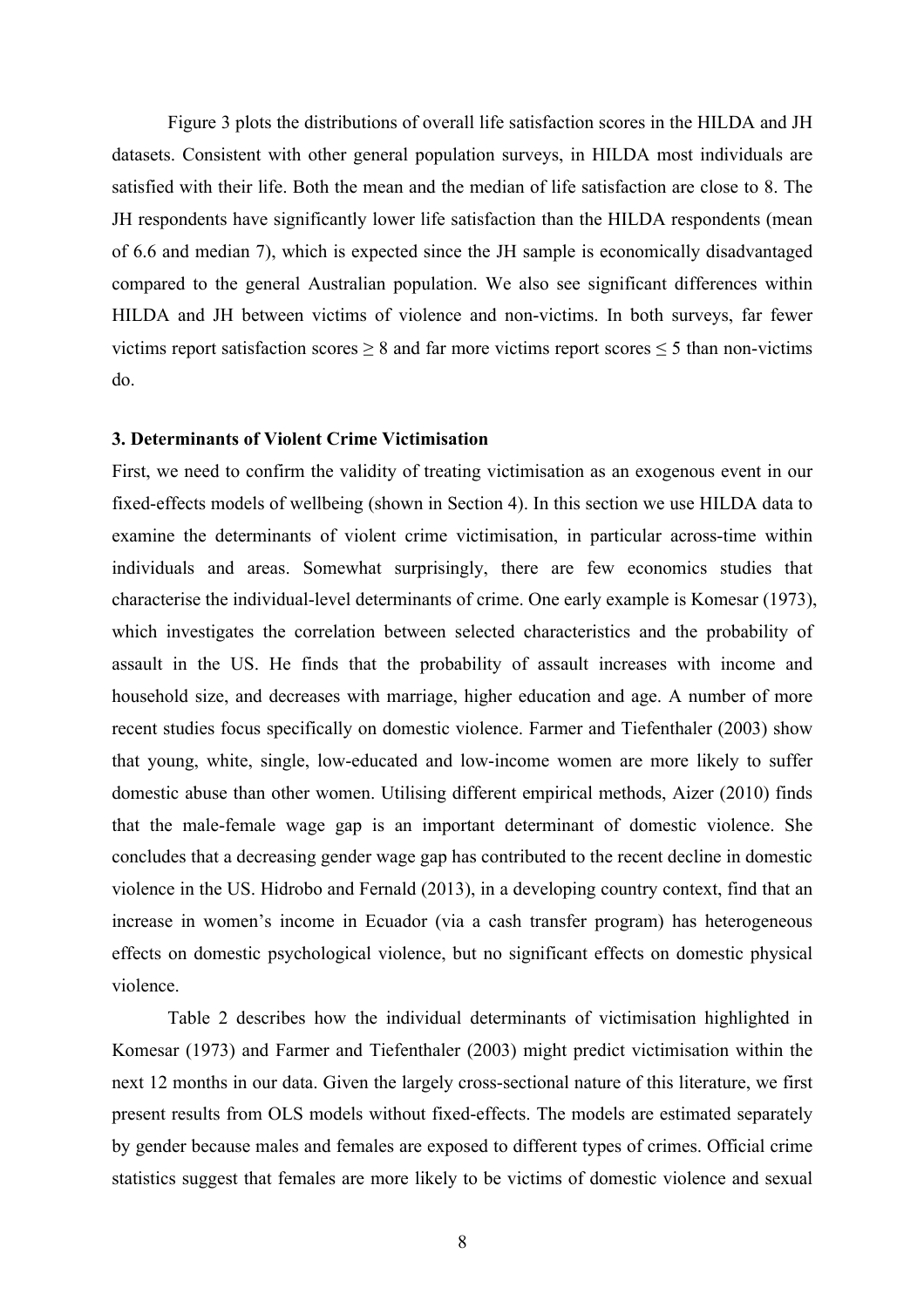Figure 3 plots the distributions of overall life satisfaction scores in the HILDA and JH datasets. Consistent with other general population surveys, in HILDA most individuals are satisfied with their life. Both the mean and the median of life satisfaction are close to 8. The JH respondents have significantly lower life satisfaction than the HILDA respondents (mean of 6.6 and median 7), which is expected since the JH sample is economically disadvantaged compared to the general Australian population. We also see significant differences within HILDA and JH between victims of violence and non-victims. In both surveys, far fewer victims report satisfaction scores ≥ 8 and far more victims report scores ≤ 5 than non-victims do.

### 3. Determinants of Violent Crime Victimisation

First, we need to confirm the validity of treating victimisation as an exogenous event in our fixed-effects models of wellbeing (shown in Section 4). In this section we use HILDA data to examine the determinants of violent crime victimisation, in particular across-time within individuals and areas. Somewhat surprisingly, there are few economics studies that characterise the individual-level determinants of crime. One early example is Komesar (1973), which investigates the correlation between selected characteristics and the probability of assault in the US. He finds that the probability of assault increases with income and household size, and decreases with marriage, higher education and age. A number of more recent studies focus specifically on domestic violence. Farmer and Tiefenthaler (2003) show that young, white, single, low-educated and low-income women are more likely to suffer domestic abuse than other women. Utilising different empirical methods, Aizer (2010) finds that the male-female wage gap is an important determinant of domestic violence. She concludes that a decreasing gender wage gap has contributed to the recent decline in domestic violence in the US. Hidrobo and Fernald (2013), in a developing country context, find that an increase in women's income in Ecuador (via a cash transfer program) has heterogeneous effects on domestic psychological violence, but no significant effects on domestic physical violence.

Table 2 describes how the individual determinants of victimisation highlighted in Komesar (1973) and Farmer and Tiefenthaler (2003) might predict victimisation within the next 12 months in our data. Given the largely cross-sectional nature of this literature, we first present results from OLS models without fixed-effects. The models are estimated separately by gender because males and females are exposed to different types of crimes. Official crime statistics suggest that females are more likely to be victims of domestic violence and sexual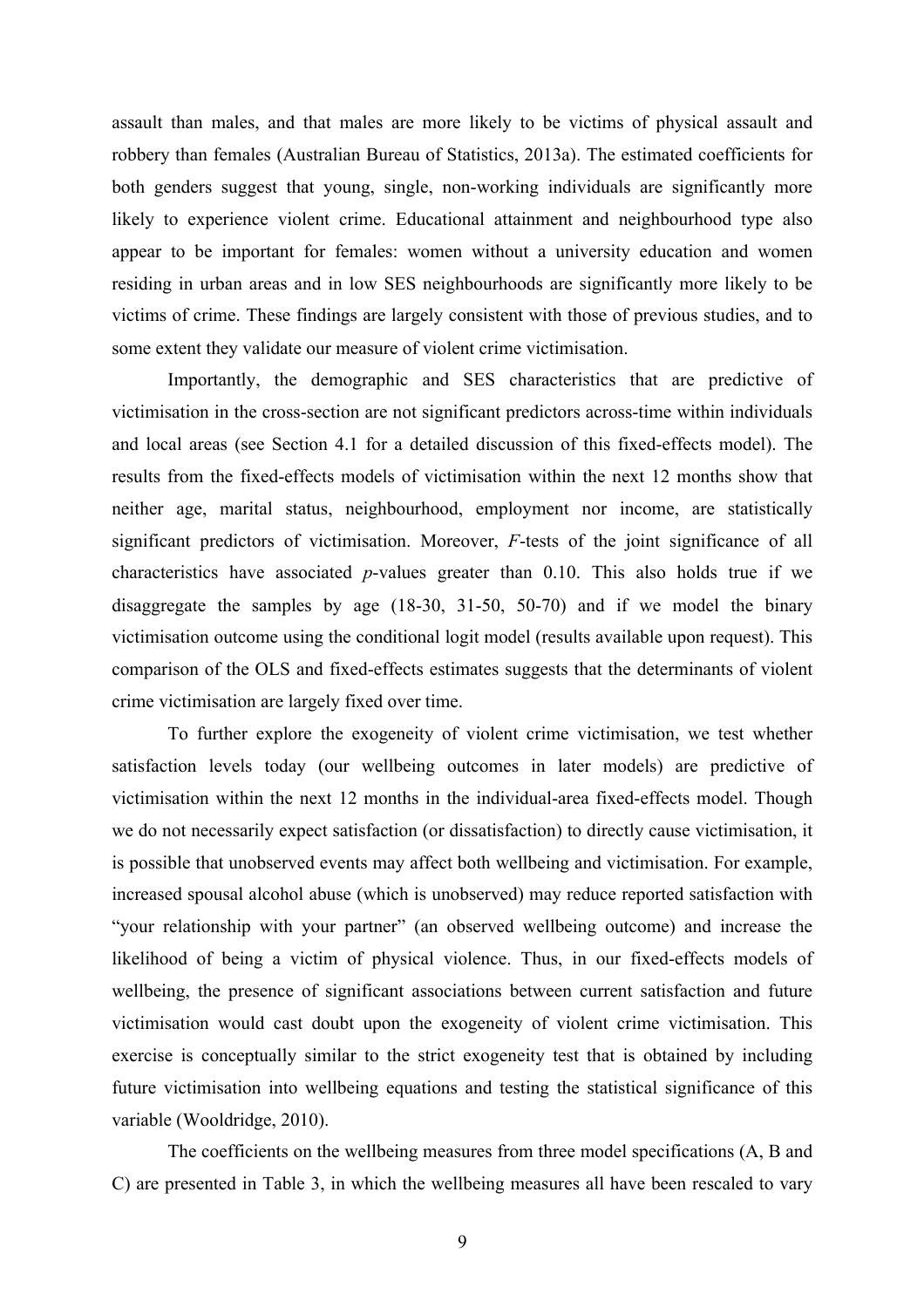assault than males, and that males are more likely to be victims of physical assault and robbery than females (Australian Bureau of Statistics, 2013a). The estimated coefficients for both genders suggest that young, single, non-working individuals are significantly more likely to experience violent crime. Educational attainment and neighbourhood type also appear to be important for females: women without a university education and women residing in urban areas and in low SES neighbourhoods are significantly more likely to be victims of crime. These findings are largely consistent with those of previous studies, and to some extent they validate our measure of violent crime victimisation.

Importantly, the demographic and SES characteristics that are predictive of victimisation in the cross-section are not significant predictors across-time within individuals and local areas (see Section 4.1 for a detailed discussion of this fixed-effects model). The results from the fixed-effects models of victimisation within the next 12 months show that neither age, marital status, neighbourhood, employment nor income, are statistically significant predictors of victimisation. Moreover, *F*-tests of the joint significance of all characteristics have associated *p*-values greater than 0.10. This also holds true if we disaggregate the samples by age (18-30, 31-50, 50-70) and if we model the binary victimisation outcome using the conditional logit model (results available upon request). This comparison of the OLS and fixed-effects estimates suggests that the determinants of violent crime victimisation are largely fixed over time.

To further explore the exogeneity of violent crime victimisation, we test whether satisfaction levels today (our wellbeing outcomes in later models) are predictive of victimisation within the next 12 months in the individual-area fixed-effects model. Though we do not necessarily expect satisfaction (or dissatisfaction) to directly cause victimisation, it is possible that unobserved events may affect both wellbeing and victimisation. For example, increased spousal alcohol abuse (which is unobserved) may reduce reported satisfaction with "your relationship with your partner" (an observed wellbeing outcome) and increase the likelihood of being a victim of physical violence. Thus, in our fixed-effects models of wellbeing, the presence of significant associations between current satisfaction and future victimisation would cast doubt upon the exogeneity of violent crime victimisation. This exercise is conceptually similar to the strict exogeneity test that is obtained by including future victimisation into wellbeing equations and testing the statistical significance of this variable (Wooldridge, 2010).

The coefficients on the wellbeing measures from three model specifications (A, B and C) are presented in Table 3, in which the wellbeing measures all have been rescaled to vary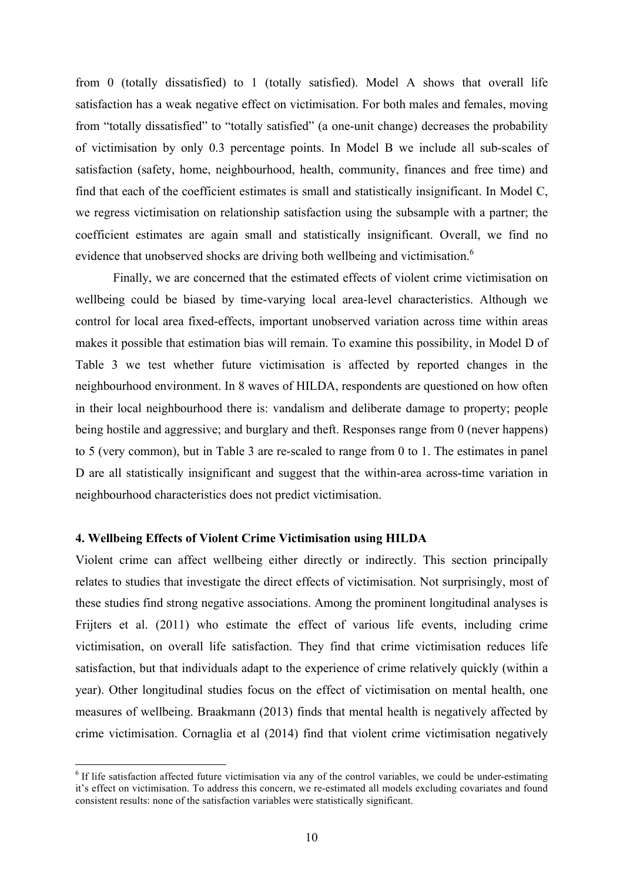from 0 (totally dissatisfied) to 1 (totally satisfied). Model A shows that overall life satisfaction has a weak negative effect on victimisation. For both males and females, moving from "totally dissatisfied" to "totally satisfied" (a one-unit change) decreases the probability of victimisation by only 0.3 percentage points. In Model B we include all sub-scales of satisfaction (safety, home, neighbourhood, health, community, finances and free time) and find that each of the coefficient estimates is small and statistically insignificant. In Model C, we regress victimisation on relationship satisfaction using the subsample with a partner; the coefficient estimates are again small and statistically insignificant. Overall, we find no evidence that unobserved shocks are driving both wellbeing and victimisation.[6]

Finally, we are concerned that the estimated effects of violent crime victimisation on wellbeing could be biased by time-varying local area-level characteristics. Although we control for local area fixed-effects, important unobserved variation across time within areas makes it possible that estimation bias will remain. To examine this possibility, in Model D of Table 3 we test whether future victimisation is affected by reported changes in the neighbourhood environment. In 8 waves of HILDA, respondents are questioned on how often in their local neighbourhood there is: vandalism and deliberate damage to property; people being hostile and aggressive; and burglary and theft. Responses range from 0 (never happens) to 5 (very common), but in Table 3 are re-scaled to range from 0 to 1. The estimates in panel D are all statistically insignificant and suggest that the within-area across-time variation in neighbourhood characteristics does not predict victimisation.

### 4. Wellbeing Effects of Violent Crime Victimisation using HILDA

Violent crime can affect wellbeing either directly or indirectly. This section principally relates to studies that investigate the direct effects of victimisation. Not surprisingly, most of these studies find strong negative associations. Among the prominent longitudinal analyses is Frijters et al. (2011) who estimate the effect of various life events, including crime victimisation, on overall life satisfaction. They find that crime victimisation reduces life satisfaction, but that individuals adapt to the experience of crime relatively quickly (within a year). Other longitudinal studies focus on the effect of victimisation on mental health, one measures of wellbeing. Braakmann (2013) finds that mental health is negatively affected by crime victimisation. Cornaglia et al (2014) find that violent crime victimisation negatively

[6] If life satisfaction affected future victimisation via any of the control variables, we could be under-estimating it's effect on victimisation. To address this concern, we re-estimated all models excluding covariates and found consistent results: none of the satisfaction variables were statistically significant.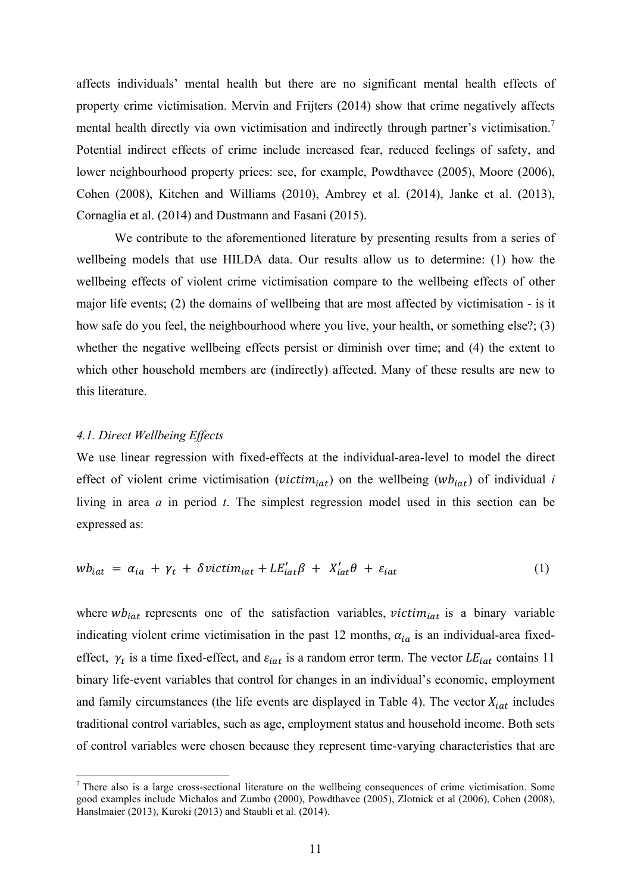affects individuals' mental health but there are no significant mental health effects of property crime victimisation. Mervin and Frijters (2014) show that crime negatively affects mental health directly via own victimisation and indirectly through partner's victimisation.[7] Potential indirect effects of crime include increased fear, reduced feelings of safety, and lower neighbourhood property prices: see, for example, Powdthavee (2005), Moore (2006), Cohen (2008), Kitchen and Williams (2010), Ambrey et al. (2014), Janke et al. (2013), Cornaglia et al. (2014) and Dustmann and Fasani (2015).

We contribute to the aforementioned literature by presenting results from a series of wellbeing models that use HILDA data. Our results allow us to determine: (1) how the wellbeing effects of violent crime victimisation compare to the wellbeing effects of other major life events; (2) the domains of wellbeing that are most affected by victimisation - is it how safe do you feel, the neighbourhood where you live, your health, or something else?; (3) whether the negative wellbeing effects persist or diminish over time; and (4) the extent to which other household members are (indirectly) affected. Many of these results are new to this literature.

### *4.1. Direct Wellbeing Effects*

We use linear regression with fixed-effects at the individual-area-level to model the direct effect of violent crime victimisation ($victim_{iat}$) on the wellbeing ($wb_{iat}$) of individual *i* living in area *a* in period *t*. The simplest regression model used in this section can be expressed as:

$$wb_{iat} = \alpha_{ia} + \gamma_t + \delta victim_{iat} + LE'_{iat}\beta + X'_{iat}\theta + \varepsilon_{iat} \tag{1}$$

where $wb_{iat}$ represents one of the satisfaction variables, $victim_{iat}$ is a binary variable indicating violent crime victimisation in the past 12 months, $\alpha_{ia}$ is an individual-area fixed-effect, $\gamma_t$ is a time fixed-effect, and $\varepsilon_{iat}$ is a random error term. The vector $LE_{iat}$ contains 11 binary life-event variables that control for changes in an individual's economic, employment and family circumstances (the life events are displayed in Table 4). The vector $X_{iat}$ includes traditional control variables, such as age, employment status and household income. Both sets of control variables were chosen because they represent time-varying characteristics that are

[7] There also is a large cross-sectional literature on the wellbeing consequences of crime victimisation. Some good examples include Michalos and Zumbo (2000), Powdthavee (2005), Zlotnick et al (2006), Cohen (2008), Hanslmaier (2013), Kuroki (2013) and Staubli et al. (2014).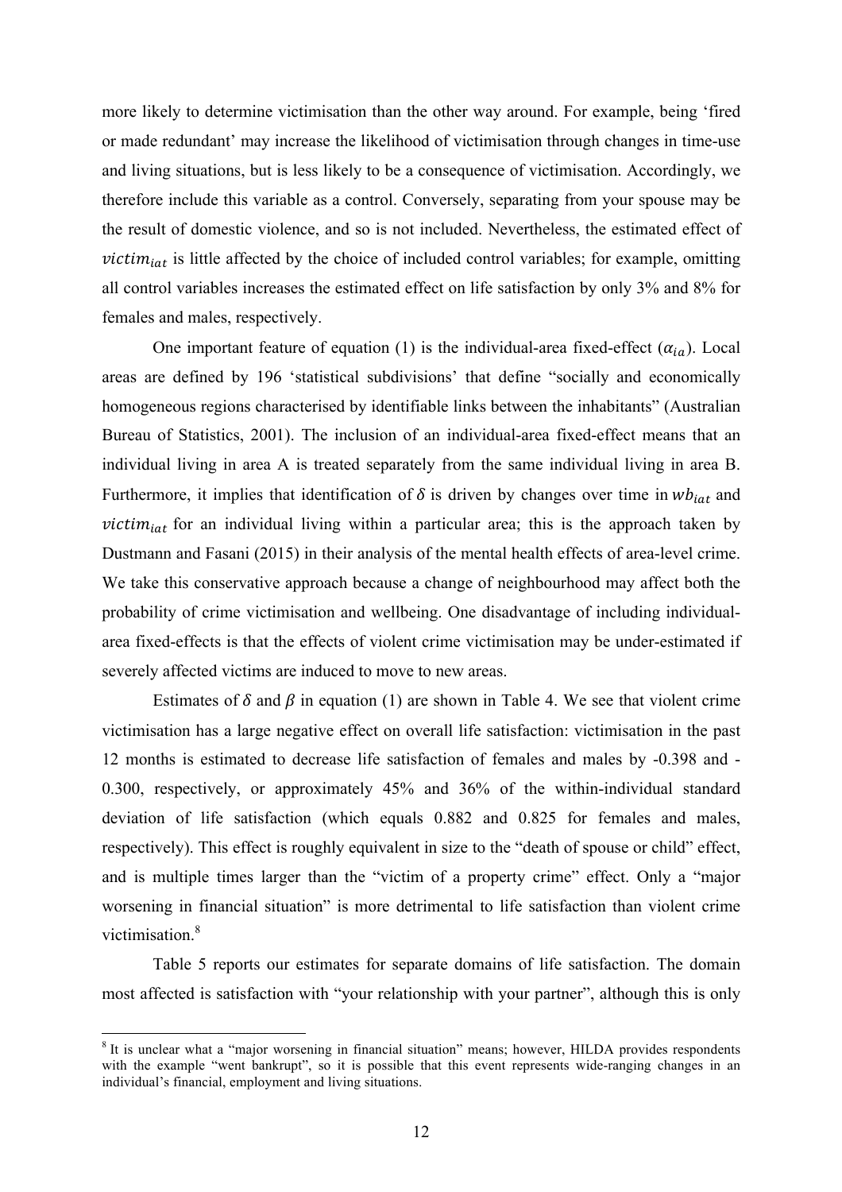more likely to determine victimisation than the other way around. For example, being 'fired or made redundant' may increase the likelihood of victimisation through changes in time-use and living situations, but is less likely to be a consequence of victimisation. Accordingly, we therefore include this variable as a control. Conversely, separating from your spouse may be the result of domestic violence, and so is not included. Nevertheless, the estimated effect of $victim_{iat}$ is little affected by the choice of included control variables; for example, omitting all control variables increases the estimated effect on life satisfaction by only 3% and 8% for females and males, respectively.

One important feature of equation (1) is the individual-area fixed-effect ($\alpha_{ia}$). Local areas are defined by 196 'statistical subdivisions' that define "socially and economically homogeneous regions characterised by identifiable links between the inhabitants" (Australian Bureau of Statistics, 2001). The inclusion of an individual-area fixed-effect means that an individual living in area A is treated separately from the same individual living in area B. Furthermore, it implies that identification of $\delta$ is driven by changes over time in $wb_{iat}$ and $victim_{iat}$ for an individual living within a particular area; this is the approach taken by Dustmann and Fasani (2015) in their analysis of the mental health effects of area-level crime. We take this conservative approach because a change of neighbourhood may affect both the probability of crime victimisation and wellbeing. One disadvantage of including individual-area fixed-effects is that the effects of violent crime victimisation may be under-estimated if severely affected victims are induced to move to new areas.

Estimates of $\delta$ and $\beta$ in equation (1) are shown in Table 4. We see that violent crime victimisation has a large negative effect on overall life satisfaction: victimisation in the past 12 months is estimated to decrease life satisfaction of females and males by -0.398 and -0.300, respectively, or approximately 45% and 36% of the within-individual standard deviation of life satisfaction (which equals 0.882 and 0.825 for females and males, respectively). This effect is roughly equivalent in size to the "death of spouse or child" effect, and is multiple times larger than the "victim of a property crime" effect. Only a "major worsening in financial situation" is more detrimental to life satisfaction than violent crime victimisation.[8]

Table 5 reports our estimates for separate domains of life satisfaction. The domain most affected is satisfaction with "your relationship with your partner", although this is only

[8] It is unclear what a "major worsening in financial situation" means; however, HILDA provides respondents with the example "went bankrupt", so it is possible that this event represents wide-ranging changes in an individual's financial, employment and living situations.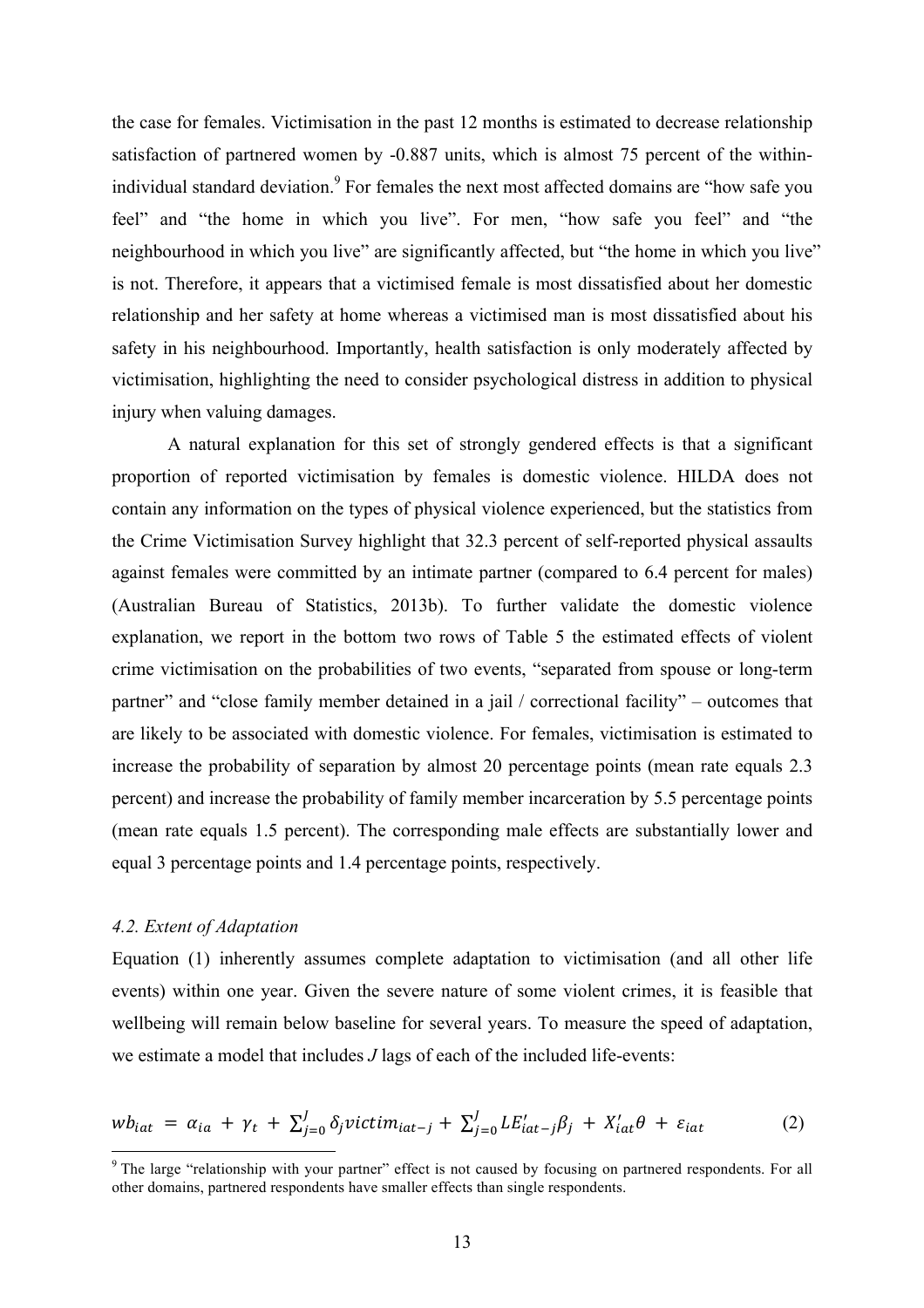the case for females. Victimisation in the past 12 months is estimated to decrease relationship satisfaction of partnered women by -0.887 units, which is almost 75 percent of the within-individual standard deviation.[9] For females the next most affected domains are "how safe you feel" and "the home in which you live". For men, "how safe you feel" and "the neighbourhood in which you live" are significantly affected, but "the home in which you live" is not. Therefore, it appears that a victimised female is most dissatisfied about her domestic relationship and her safety at home whereas a victimised man is most dissatisfied about his safety in his neighbourhood. Importantly, health satisfaction is only moderately affected by victimisation, highlighting the need to consider psychological distress in addition to physical injury when valuing damages.

A natural explanation for this set of strongly gendered effects is that a significant proportion of reported victimisation by females is domestic violence. HILDA does not contain any information on the types of physical violence experienced, but the statistics from the Crime Victimisation Survey highlight that 32.3 percent of self-reported physical assaults against females were committed by an intimate partner (compared to 6.4 percent for males) (Australian Bureau of Statistics, 2013b). To further validate the domestic violence explanation, we report in the bottom two rows of Table 5 the estimated effects of violent crime victimisation on the probabilities of two events, "separated from spouse or long-term partner" and "close family member detained in a jail / correctional facility" – outcomes that are likely to be associated with domestic violence. For females, victimisation is estimated to increase the probability of separation by almost 20 percentage points (mean rate equals 2.3 percent) and increase the probability of family member incarceration by 5.5 percentage points (mean rate equals 1.5 percent). The corresponding male effects are substantially lower and equal 3 percentage points and 1.4 percentage points, respectively.

*4.2. Extent of Adaptation*

Equation (1) inherently assumes complete adaptation to victimisation (and all other life events) within one year. Given the severe nature of some violent crimes, it is feasible that wellbeing will remain below baseline for several years. To measure the speed of adaptation, we estimate a model that includes *J* lags of each of the included life-events:

$$wb_{iat} = \alpha_{ia} + \gamma_t + \sum_{j=0}^{J} \delta_j victim_{iat-j} + \sum_{j=0}^{J} LE'_{iat-j}\beta_j + X'_{iat}\theta + \varepsilon_{iat} \qquad (2)$$

[9] The large "relationship with your partner" effect is not caused by focusing on partnered respondents. For all other domains, partnered respondents have smaller effects than single respondents.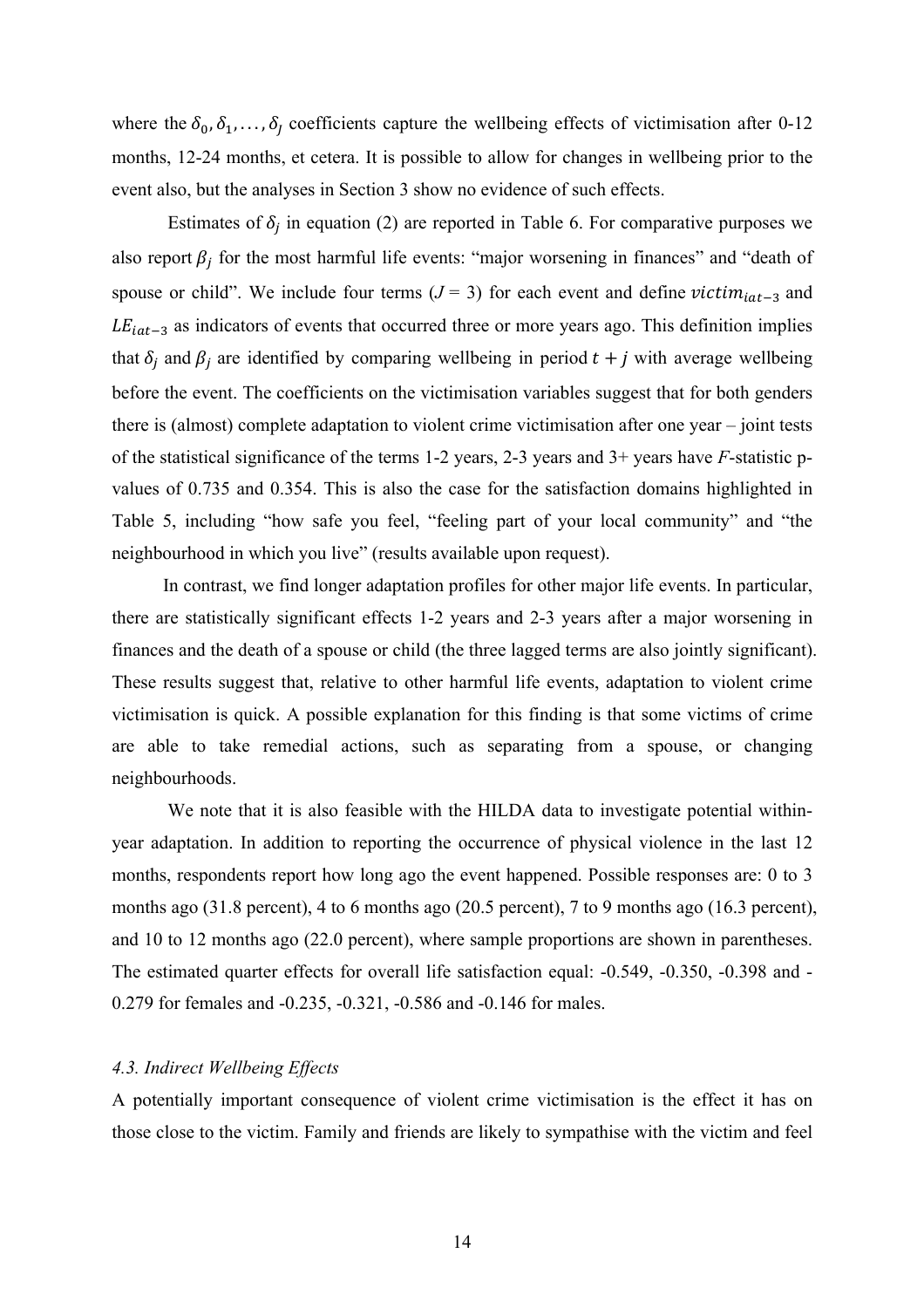where the $\delta_0, \delta_1, \ldots, \delta_J$ coefficients capture the wellbeing effects of victimisation after 0-12 months, 12-24 months, et cetera. It is possible to allow for changes in wellbeing prior to the event also, but the analyses in Section 3 show no evidence of such effects.

Estimates of $\delta_j$ in equation (2) are reported in Table 6. For comparative purposes we also report $\beta_j$ for the most harmful life events: "major worsening in finances" and "death of spouse or child". We include four terms ($J$ = 3) for each event and define $victim_{iat-3}$ and $LE_{iat-3}$ as indicators of events that occurred three or more years ago. This definition implies that $\delta_j$ and $\beta_j$ are identified by comparing wellbeing in period $t + j$ with average wellbeing before the event. The coefficients on the victimisation variables suggest that for both genders there is (almost) complete adaptation to violent crime victimisation after one year – joint tests of the statistical significance of the terms 1-2 years, 2-3 years and 3+ years have $F$-statistic p-values of 0.735 and 0.354. This is also the case for the satisfaction domains highlighted in Table 5, including "how safe you feel, "feeling part of your local community" and "the neighbourhood in which you live" (results available upon request).

In contrast, we find longer adaptation profiles for other major life events. In particular, there are statistically significant effects 1-2 years and 2-3 years after a major worsening in finances and the death of a spouse or child (the three lagged terms are also jointly significant). These results suggest that, relative to other harmful life events, adaptation to violent crime victimisation is quick. A possible explanation for this finding is that some victims of crime are able to take remedial actions, such as separating from a spouse, or changing neighbourhoods.

We note that it is also feasible with the HILDA data to investigate potential within-year adaptation. In addition to reporting the occurrence of physical violence in the last 12 months, respondents report how long ago the event happened. Possible responses are: 0 to 3 months ago (31.8 percent), 4 to 6 months ago (20.5 percent), 7 to 9 months ago (16.3 percent), and 10 to 12 months ago (22.0 percent), where sample proportions are shown in parentheses. The estimated quarter effects for overall life satisfaction equal: -0.549, -0.350, -0.398 and -0.279 for females and -0.235, -0.321, -0.586 and -0.146 for males.

### *4.3. Indirect Wellbeing Effects*

A potentially important consequence of violent crime victimisation is the effect it has on those close to the victim. Family and friends are likely to sympathise with the victim and feel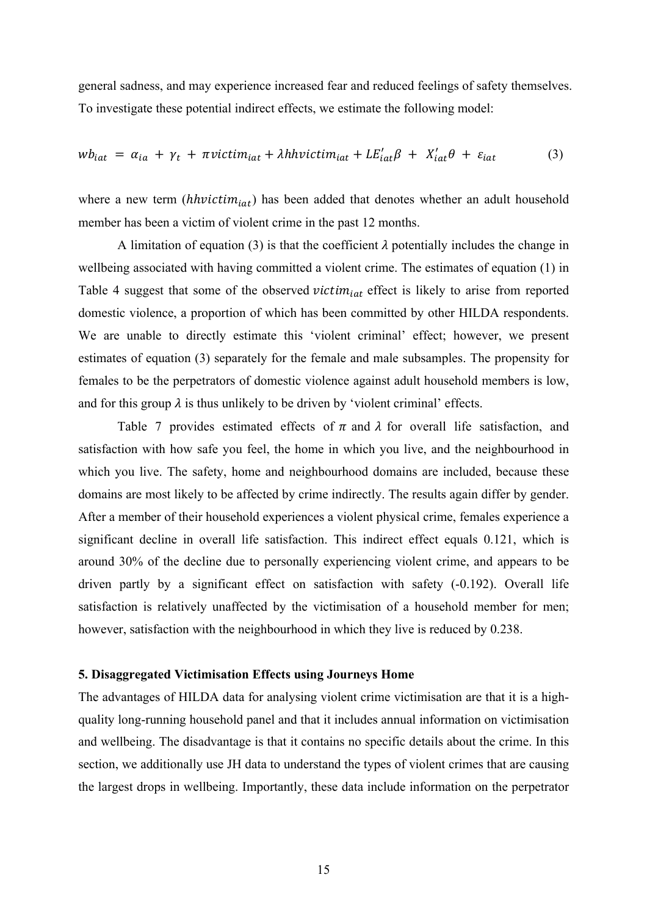general sadness, and may experience increased fear and reduced feelings of safety themselves. To investigate these potential indirect effects, we estimate the following model:

$$wb_{iat} = \alpha_{ia} + \gamma_t + \pi victim_{iat} + \lambda hhvictim_{iat} + LE'_{iat}\beta + X'_{iat}\theta + \varepsilon_{iat} \qquad (3)$$

where a new term ($hhvictim_{iat}$) has been added that denotes whether an adult household member has been a victim of violent crime in the past 12 months.

A limitation of equation (3) is that the coefficient $\lambda$ potentially includes the change in wellbeing associated with having committed a violent crime. The estimates of equation (1) in Table 4 suggest that some of the observed $victim_{iat}$ effect is likely to arise from reported domestic violence, a proportion of which has been committed by other HILDA respondents. We are unable to directly estimate this 'violent criminal' effect; however, we present estimates of equation (3) separately for the female and male subsamples. The propensity for females to be the perpetrators of domestic violence against adult household members is low, and for this group $\lambda$ is thus unlikely to be driven by 'violent criminal' effects.

Table 7 provides estimated effects of $\pi$ and $\lambda$ for overall life satisfaction, and satisfaction with how safe you feel, the home in which you live, and the neighbourhood in which you live. The safety, home and neighbourhood domains are included, because these domains are most likely to be affected by crime indirectly. The results again differ by gender. After a member of their household experiences a violent physical crime, females experience a significant decline in overall life satisfaction. This indirect effect equals 0.121, which is around 30% of the decline due to personally experiencing violent crime, and appears to be driven partly by a significant effect on satisfaction with safety (-0.192). Overall life satisfaction is relatively unaffected by the victimisation of a household member for men; however, satisfaction with the neighbourhood in which they live is reduced by 0.238.

## 5. Disaggregated Victimisation Effects using Journeys Home

The advantages of HILDA data for analysing violent crime victimisation are that it is a high-quality long-running household panel and that it includes annual information on victimisation and wellbeing. The disadvantage is that it contains no specific details about the crime. In this section, we additionally use JH data to understand the types of violent crimes that are causing the largest drops in wellbeing. Importantly, these data include information on the perpetrator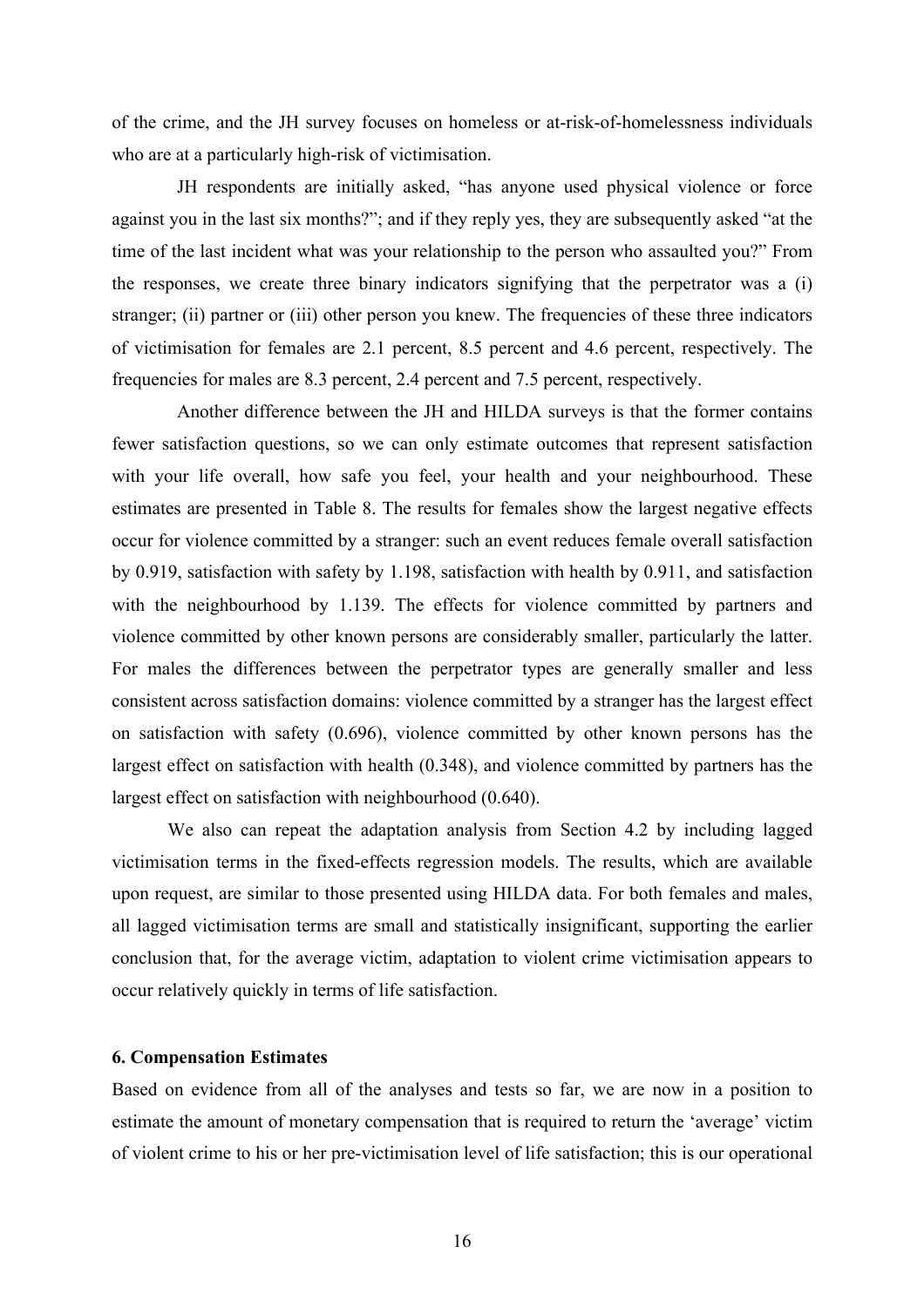of the crime, and the JH survey focuses on homeless or at-risk-of-homelessness individuals who are at a particularly high-risk of victimisation.

JH respondents are initially asked, "has anyone used physical violence or force against you in the last six months?"; and if they reply yes, they are subsequently asked "at the time of the last incident what was your relationship to the person who assaulted you?" From the responses, we create three binary indicators signifying that the perpetrator was a (i) stranger; (ii) partner or (iii) other person you knew. The frequencies of these three indicators of victimisation for females are 2.1 percent, 8.5 percent and 4.6 percent, respectively. The frequencies for males are 8.3 percent, 2.4 percent and 7.5 percent, respectively.

Another difference between the JH and HILDA surveys is that the former contains fewer satisfaction questions, so we can only estimate outcomes that represent satisfaction with your life overall, how safe you feel, your health and your neighbourhood. These estimates are presented in Table 8. The results for females show the largest negative effects occur for violence committed by a stranger: such an event reduces female overall satisfaction by 0.919, satisfaction with safety by 1.198, satisfaction with health by 0.911, and satisfaction with the neighbourhood by 1.139. The effects for violence committed by partners and violence committed by other known persons are considerably smaller, particularly the latter. For males the differences between the perpetrator types are generally smaller and less consistent across satisfaction domains: violence committed by a stranger has the largest effect on satisfaction with safety (0.696), violence committed by other known persons has the largest effect on satisfaction with health (0.348), and violence committed by partners has the largest effect on satisfaction with neighbourhood (0.640).

We also can repeat the adaptation analysis from Section 4.2 by including lagged victimisation terms in the fixed-effects regression models. The results, which are available upon request, are similar to those presented using HILDA data. For both females and males, all lagged victimisation terms are small and statistically insignificant, supporting the earlier conclusion that, for the average victim, adaptation to violent crime victimisation appears to occur relatively quickly in terms of life satisfaction.

## 6. Compensation Estimates

Based on evidence from all of the analyses and tests so far, we are now in a position to estimate the amount of monetary compensation that is required to return the 'average' victim of violent crime to his or her pre-victimisation level of life satisfaction; this is our operational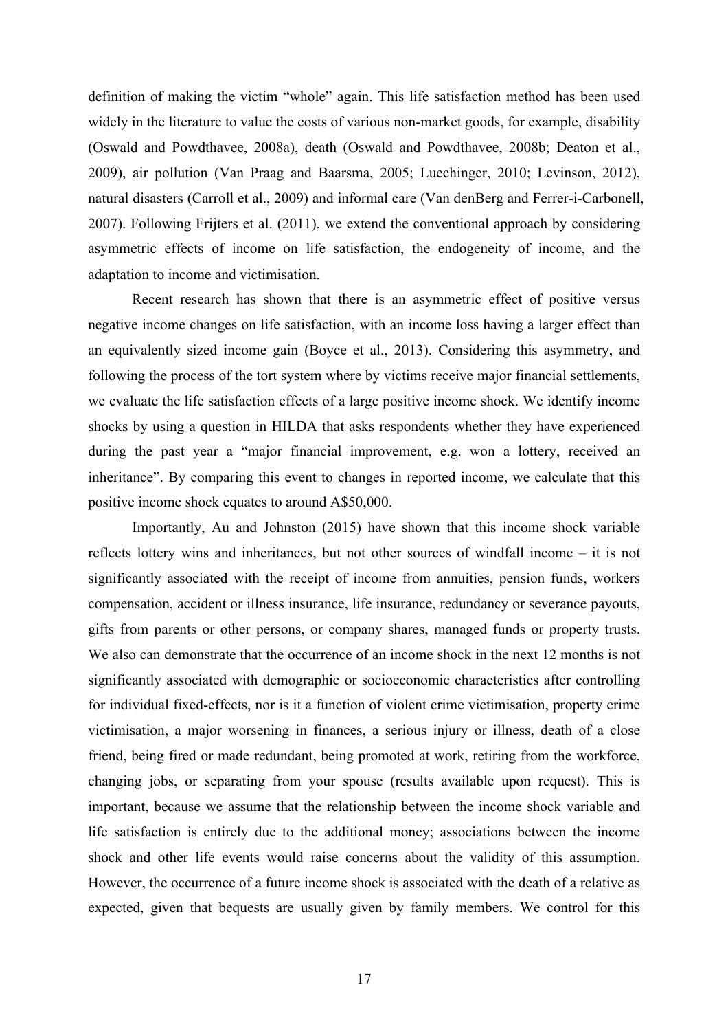definition of making the victim "whole" again. This life satisfaction method has been used widely in the literature to value the costs of various non-market goods, for example, disability (Oswald and Powdthavee, 2008a), death (Oswald and Powdthavee, 2008b; Deaton et al., 2009), air pollution (Van Praag and Baarsma, 2005; Luechinger, 2010; Levinson, 2012), natural disasters (Carroll et al., 2009) and informal care (Van denBerg and Ferrer-i-Carbonell, 2007). Following Frijters et al. (2011), we extend the conventional approach by considering asymmetric effects of income on life satisfaction, the endogeneity of income, and the adaptation to income and victimisation.

Recent research has shown that there is an asymmetric effect of positive versus negative income changes on life satisfaction, with an income loss having a larger effect than an equivalently sized income gain (Boyce et al., 2013). Considering this asymmetry, and following the process of the tort system where by victims receive major financial settlements, we evaluate the life satisfaction effects of a large positive income shock. We identify income shocks by using a question in HILDA that asks respondents whether they have experienced during the past year a "major financial improvement, e.g. won a lottery, received an inheritance". By comparing this event to changes in reported income, we calculate that this positive income shock equates to around A$50,000.

Importantly, Au and Johnston (2015) have shown that this income shock variable reflects lottery wins and inheritances, but not other sources of windfall income – it is not significantly associated with the receipt of income from annuities, pension funds, workers compensation, accident or illness insurance, life insurance, redundancy or severance payouts, gifts from parents or other persons, or company shares, managed funds or property trusts. We also can demonstrate that the occurrence of an income shock in the next 12 months is not significantly associated with demographic or socioeconomic characteristics after controlling for individual fixed-effects, nor is it a function of violent crime victimisation, property crime victimisation, a major worsening in finances, a serious injury or illness, death of a close friend, being fired or made redundant, being promoted at work, retiring from the workforce, changing jobs, or separating from your spouse (results available upon request). This is important, because we assume that the relationship between the income shock variable and life satisfaction is entirely due to the additional money; associations between the income shock and other life events would raise concerns about the validity of this assumption. However, the occurrence of a future income shock is associated with the death of a relative as expected, given that bequests are usually given by family members. We control for this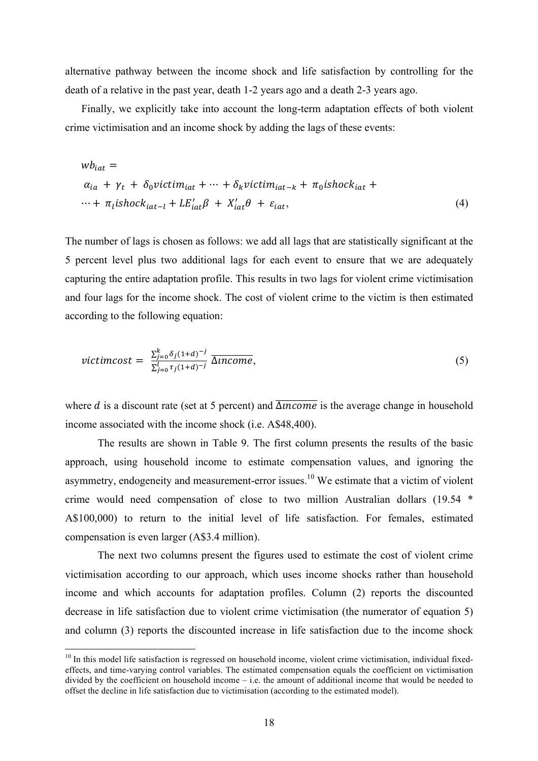alternative pathway between the income shock and life satisfaction by controlling for the death of a relative in the past year, death 1-2 years ago and a death 2-3 years ago.

Finally, we explicitly take into account the long-term adaptation effects of both violent crime victimisation and an income shock by adding the lags of these events:

$$
\begin{aligned}
&wb_{iat} = \\
&\alpha_{ia} + \gamma_t + \delta_0 victim_{iat} + \cdots + \delta_k victim_{iat-k} + \pi_0 ishock_{iat} + \\
&\cdots + \pi_l ishock_{iat-l} + LE'_{iat}\beta + X'_{iat}\theta + \varepsilon_{iat},
\end{aligned}
\tag{4}
$$

The number of lags is chosen as follows: we add all lags that are statistically significant at the 5 percent level plus two additional lags for each event to ensure that we are adequately capturing the entire adaptation profile. This results in two lags for violent crime victimisation and four lags for the income shock. The cost of violent crime to the victim is then estimated according to the following equation:

$$
victimcost = \frac{\sum_{j=0}^{k} \delta_j (1+d)^{-j}}{\sum_{j=0}^{l} \tau_j (1+d)^{-j}} \overline{\Delta income},
\tag{5}
$$

where $d$ is a discount rate (set at 5 percent) and $\overline{\Delta income}$ is the average change in household income associated with the income shock (i.e. A$48,400).

The results are shown in Table 9. The first column presents the results of the basic approach, using household income to estimate compensation values, and ignoring the asymmetry, endogeneity and measurement-error issues.[10] We estimate that a victim of violent crime would need compensation of close to two million Australian dollars (19.54 * A$100,000) to return to the initial level of life satisfaction. For females, estimated compensation is even larger (A$3.4 million).

The next two columns present the figures used to estimate the cost of violent crime victimisation according to our approach, which uses income shocks rather than household income and which accounts for adaptation profiles. Column (2) reports the discounted decrease in life satisfaction due to violent crime victimisation (the numerator of equation 5) and column (3) reports the discounted increase in life satisfaction due to the income shock

[10] In this model life satisfaction is regressed on household income, violent crime victimisation, individual fixed-effects, and time-varying control variables. The estimated compensation equals the coefficient on victimisation divided by the coefficient on household income – i.e. the amount of additional income that would be needed to offset the decline in life satisfaction due to victimisation (according to the estimated model).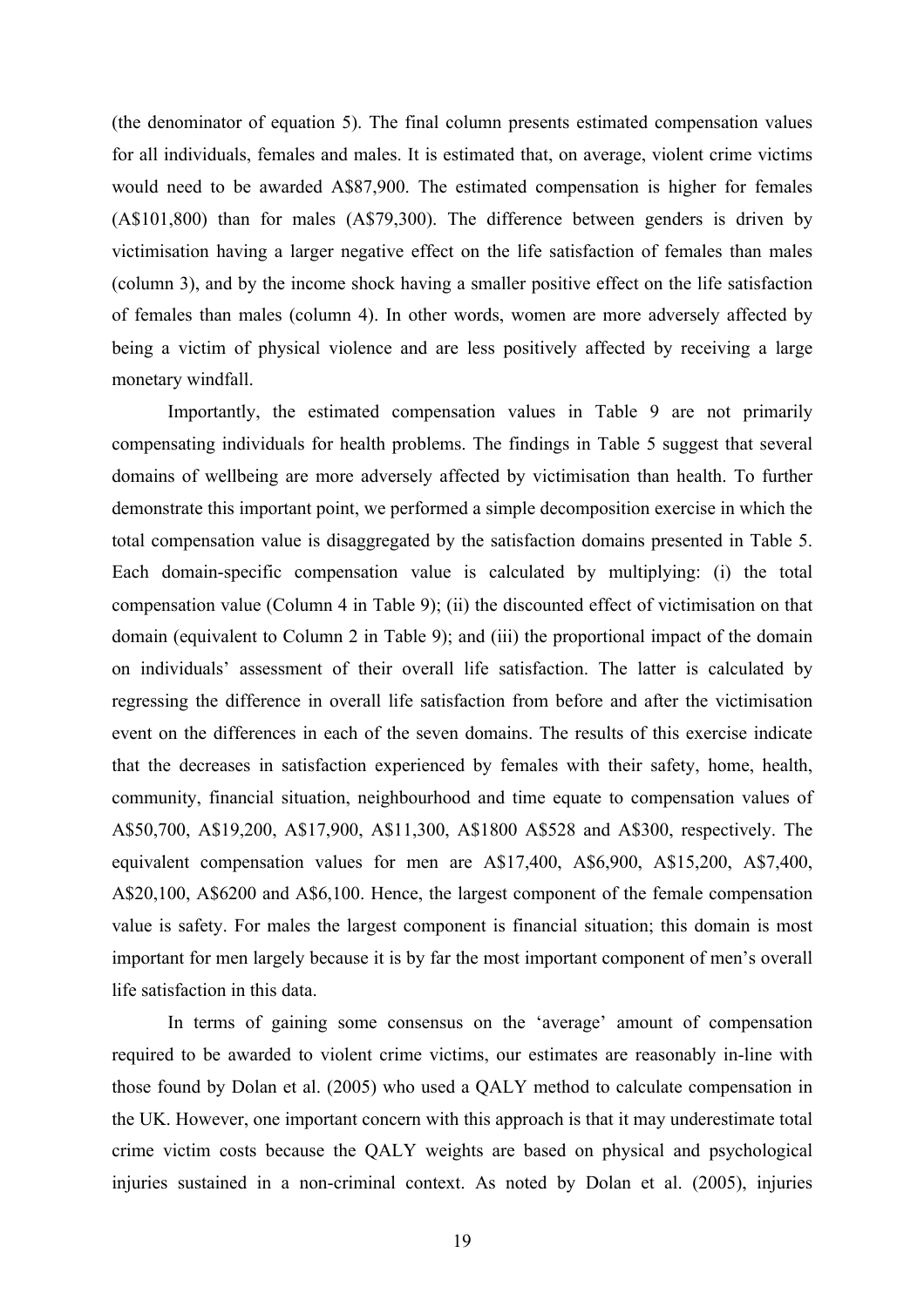(the denominator of equation 5). The final column presents estimated compensation values for all individuals, females and males. It is estimated that, on average, violent crime victims would need to be awarded A$87,900. The estimated compensation is higher for females (A$101,800) than for males (A$79,300). The difference between genders is driven by victimisation having a larger negative effect on the life satisfaction of females than males (column 3), and by the income shock having a smaller positive effect on the life satisfaction of females than males (column 4). In other words, women are more adversely affected by being a victim of physical violence and are less positively affected by receiving a large monetary windfall.

Importantly, the estimated compensation values in Table 9 are not primarily compensating individuals for health problems. The findings in Table 5 suggest that several domains of wellbeing are more adversely affected by victimisation than health. To further demonstrate this important point, we performed a simple decomposition exercise in which the total compensation value is disaggregated by the satisfaction domains presented in Table 5. Each domain-specific compensation value is calculated by multiplying: (i) the total compensation value (Column 4 in Table 9); (ii) the discounted effect of victimisation on that domain (equivalent to Column 2 in Table 9); and (iii) the proportional impact of the domain on individuals' assessment of their overall life satisfaction. The latter is calculated by regressing the difference in overall life satisfaction from before and after the victimisation event on the differences in each of the seven domains. The results of this exercise indicate that the decreases in satisfaction experienced by females with their safety, home, health, community, financial situation, neighbourhood and time equate to compensation values of A$50,700, A$19,200, A$17,900, A$11,300, A$1800 A$528 and A$300, respectively. The equivalent compensation values for men are A$17,400, A$6,900, A$15,200, A$7,400, A$20,100, A$6200 and A$6,100. Hence, the largest component of the female compensation value is safety. For males the largest component is financial situation; this domain is most important for men largely because it is by far the most important component of men's overall life satisfaction in this data.

In terms of gaining some consensus on the 'average' amount of compensation required to be awarded to violent crime victims, our estimates are reasonably in-line with those found by Dolan et al. (2005) who used a QALY method to calculate compensation in the UK. However, one important concern with this approach is that it may underestimate total crime victim costs because the QALY weights are based on physical and psychological injuries sustained in a non-criminal context. As noted by Dolan et al. (2005), injuries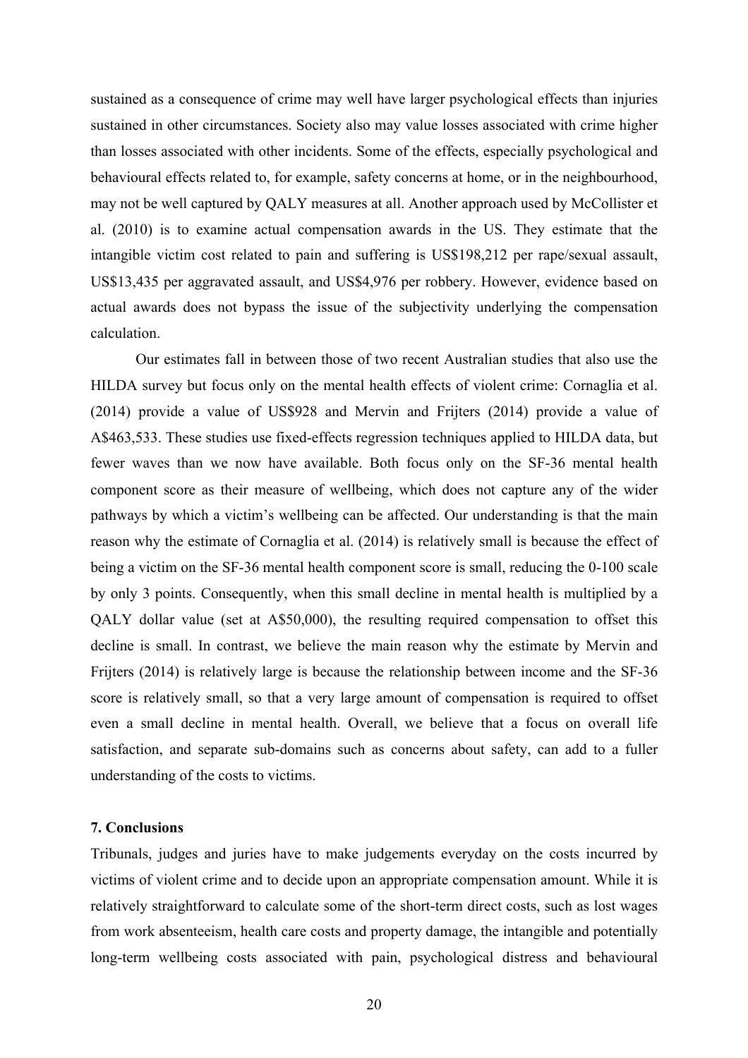sustained as a consequence of crime may well have larger psychological effects than injuries sustained in other circumstances. Society also may value losses associated with crime higher than losses associated with other incidents. Some of the effects, especially psychological and behavioural effects related to, for example, safety concerns at home, or in the neighbourhood, may not be well captured by QALY measures at all. Another approach used by McCollister et al. (2010) is to examine actual compensation awards in the US. They estimate that the intangible victim cost related to pain and suffering is US$198,212 per rape/sexual assault, US$13,435 per aggravated assault, and US$4,976 per robbery. However, evidence based on actual awards does not bypass the issue of the subjectivity underlying the compensation calculation.

Our estimates fall in between those of two recent Australian studies that also use the HILDA survey but focus only on the mental health effects of violent crime: Cornaglia et al. (2014) provide a value of US$928 and Mervin and Frijters (2014) provide a value of A$463,533. These studies use fixed-effects regression techniques applied to HILDA data, but fewer waves than we now have available. Both focus only on the SF-36 mental health component score as their measure of wellbeing, which does not capture any of the wider pathways by which a victim's wellbeing can be affected. Our understanding is that the main reason why the estimate of Cornaglia et al. (2014) is relatively small is because the effect of being a victim on the SF-36 mental health component score is small, reducing the 0-100 scale by only 3 points. Consequently, when this small decline in mental health is multiplied by a QALY dollar value (set at A$50,000), the resulting required compensation to offset this decline is small. In contrast, we believe the main reason why the estimate by Mervin and Frijters (2014) is relatively large is because the relationship between income and the SF-36 score is relatively small, so that a very large amount of compensation is required to offset even a small decline in mental health. Overall, we believe that a focus on overall life satisfaction, and separate sub-domains such as concerns about safety, can add to a fuller understanding of the costs to victims.

## 7. Conclusions

Tribunals, judges and juries have to make judgements everyday on the costs incurred by victims of violent crime and to decide upon an appropriate compensation amount. While it is relatively straightforward to calculate some of the short-term direct costs, such as lost wages from work absenteeism, health care costs and property damage, the intangible and potentially long-term wellbeing costs associated with pain, psychological distress and behavioural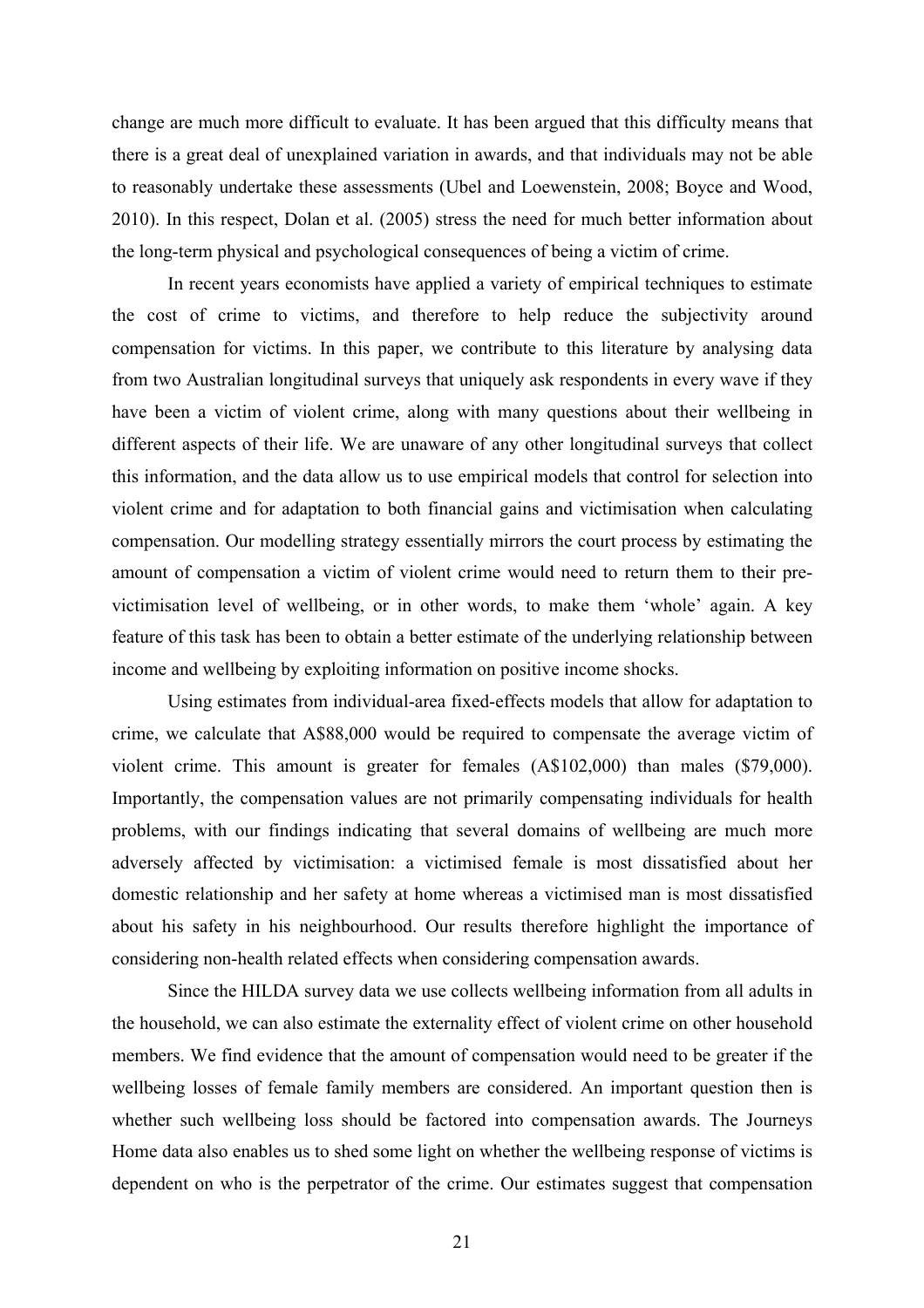change are much more difficult to evaluate. It has been argued that this difficulty means that there is a great deal of unexplained variation in awards, and that individuals may not be able to reasonably undertake these assessments (Ubel and Loewenstein, 2008; Boyce and Wood, 2010). In this respect, Dolan et al. (2005) stress the need for much better information about the long-term physical and psychological consequences of being a victim of crime.

In recent years economists have applied a variety of empirical techniques to estimate the cost of crime to victims, and therefore to help reduce the subjectivity around compensation for victims. In this paper, we contribute to this literature by analysing data from two Australian longitudinal surveys that uniquely ask respondents in every wave if they have been a victim of violent crime, along with many questions about their wellbeing in different aspects of their life. We are unaware of any other longitudinal surveys that collect this information, and the data allow us to use empirical models that control for selection into violent crime and for adaptation to both financial gains and victimisation when calculating compensation. Our modelling strategy essentially mirrors the court process by estimating the amount of compensation a victim of violent crime would need to return them to their pre-victimisation level of wellbeing, or in other words, to make them 'whole' again. A key feature of this task has been to obtain a better estimate of the underlying relationship between income and wellbeing by exploiting information on positive income shocks.

Using estimates from individual-area fixed-effects models that allow for adaptation to crime, we calculate that A$88,000 would be required to compensate the average victim of violent crime. This amount is greater for females (A$102,000) than males ($79,000). Importantly, the compensation values are not primarily compensating individuals for health problems, with our findings indicating that several domains of wellbeing are much more adversely affected by victimisation: a victimised female is most dissatisfied about her domestic relationship and her safety at home whereas a victimised man is most dissatisfied about his safety in his neighbourhood. Our results therefore highlight the importance of considering non-health related effects when considering compensation awards.

Since the HILDA survey data we use collects wellbeing information from all adults in the household, we can also estimate the externality effect of violent crime on other household members. We find evidence that the amount of compensation would need to be greater if the wellbeing losses of female family members are considered. An important question then is whether such wellbeing loss should be factored into compensation awards. The Journeys Home data also enables us to shed some light on whether the wellbeing response of victims is dependent on who is the perpetrator of the crime. Our estimates suggest that compensation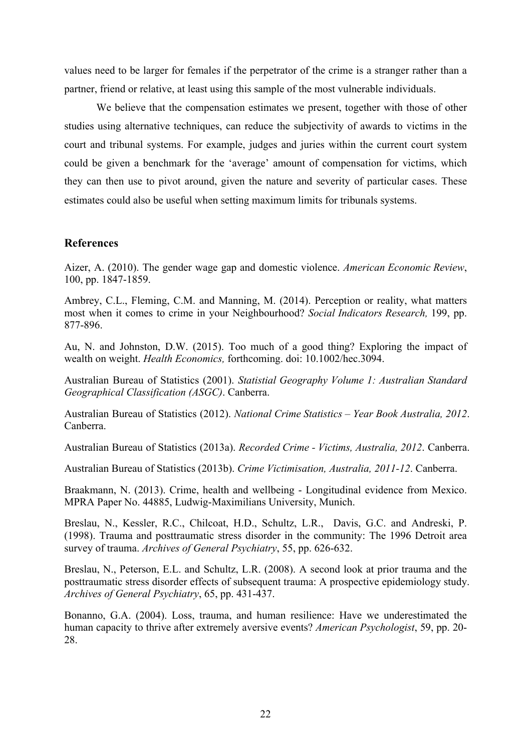values need to be larger for females if the perpetrator of the crime is a stranger rather than a partner, friend or relative, at least using this sample of the most vulnerable individuals.

We believe that the compensation estimates we present, together with those of other studies using alternative techniques, can reduce the subjectivity of awards to victims in the court and tribunal systems. For example, judges and juries within the current court system could be given a benchmark for the 'average' amount of compensation for victims, which they can then use to pivot around, given the nature and severity of particular cases. These estimates could also be useful when setting maximum limits for tribunals systems.

## References

Aizer, A. (2010). The gender wage gap and domestic violence. *American Economic Review*, 100, pp. 1847-1859.

Ambrey, C.L., Fleming, C.M. and Manning, M. (2014). Perception or reality, what matters most when it comes to crime in your Neighbourhood? *Social Indicators Research,* 199, pp. 877-896.

Au, N. and Johnston, D.W. (2015). Too much of a good thing? Exploring the impact of wealth on weight. *Health Economics,* forthcoming. doi: 10.1002/hec.3094.

Australian Bureau of Statistics (2001). *Statistial Geography Volume 1: Australian Standard Geographical Classification (ASGC)*. Canberra.

Australian Bureau of Statistics (2012). *National Crime Statistics – Year Book Australia, 2012*. Canberra.

Australian Bureau of Statistics (2013a). *Recorded Crime - Victims, Australia, 2012*. Canberra.

Australian Bureau of Statistics (2013b). *Crime Victimisation, Australia, 2011-12*. Canberra.

Braakmann, N. (2013). Crime, health and wellbeing - Longitudinal evidence from Mexico. MPRA Paper No. 44885, Ludwig-Maximilians University, Munich.

Breslau, N., Kessler, R.C., Chilcoat, H.D., Schultz, L.R., Davis, G.C. and Andreski, P. (1998). Trauma and posttraumatic stress disorder in the community: The 1996 Detroit area survey of trauma. *Archives of General Psychiatry*, 55, pp. 626-632.

Breslau, N., Peterson, E.L. and Schultz, L.R. (2008). A second look at prior trauma and the posttraumatic stress disorder effects of subsequent trauma: A prospective epidemiology study. *Archives of General Psychiatry*, 65, pp. 431-437.

Bonanno, G.A. (2004). Loss, trauma, and human resilience: Have we underestimated the human capacity to thrive after extremely aversive events? *American Psychologist*, 59, pp. 20-28.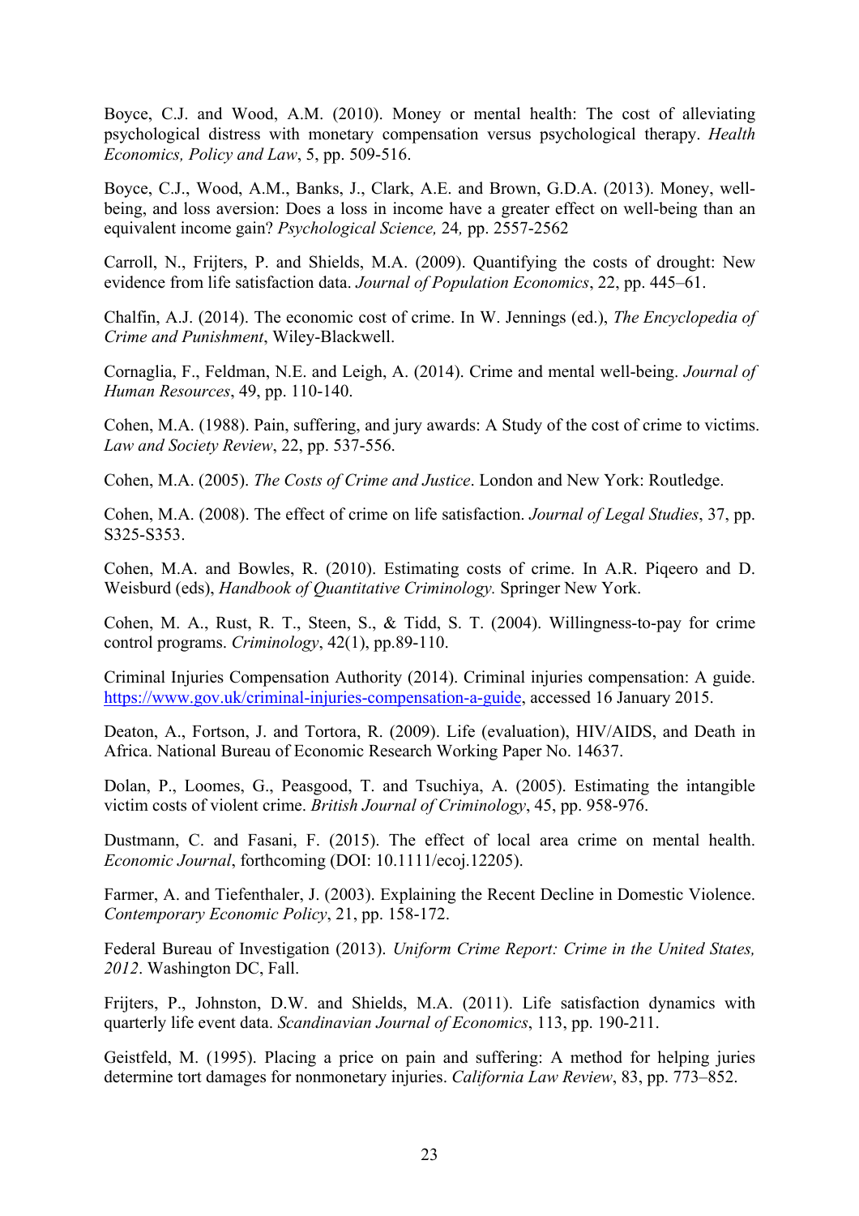Boyce, C.J. and Wood, A.M. (2010). Money or mental health: The cost of alleviating psychological distress with monetary compensation versus psychological therapy. *Health Economics, Policy and Law*, 5, pp. 509-516.

Boyce, C.J., Wood, A.M., Banks, J., Clark, A.E. and Brown, G.D.A. (2013). Money, well-being, and loss aversion: Does a loss in income have a greater effect on well-being than an equivalent income gain? *Psychological Science,* 24*,* pp. 2557-2562

Carroll, N., Frijters, P. and Shields, M.A. (2009). Quantifying the costs of drought: New evidence from life satisfaction data. *Journal of Population Economics*, 22, pp. 445–61.

Chalfin, A.J. (2014). The economic cost of crime. In W. Jennings (ed.), *The Encyclopedia of Crime and Punishment*, Wiley-Blackwell.

Cornaglia, F., Feldman, N.E. and Leigh, A. (2014). Crime and mental well-being. *Journal of Human Resources*, 49, pp. 110-140.

Cohen, M.A. (1988). Pain, suffering, and jury awards: A Study of the cost of crime to victims. *Law and Society Review*, 22, pp. 537-556.

Cohen, M.A. (2005). *The Costs of Crime and Justice*. London and New York: Routledge.

Cohen, M.A. (2008). The effect of crime on life satisfaction. *Journal of Legal Studies*, 37, pp. S325-S353.

Cohen, M.A. and Bowles, R. (2010). Estimating costs of crime. In A.R. Piqeero and D. Weisburd (eds), *Handbook of Quantitative Criminology.* Springer New York.

Cohen, M. A., Rust, R. T., Steen, S., & Tidd, S. T. (2004). Willingness-to-pay for crime control programs. *Criminology*, 42(1), pp.89-110.

Criminal Injuries Compensation Authority (2014). Criminal injuries compensation: A guide. https://www.gov.uk/criminal-injuries-compensation-a-guide, accessed 16 January 2015.

Deaton, A., Fortson, J. and Tortora, R. (2009). Life (evaluation), HIV/AIDS, and Death in Africa. National Bureau of Economic Research Working Paper No. 14637.

Dolan, P., Loomes, G., Peasgood, T. and Tsuchiya, A. (2005). Estimating the intangible victim costs of violent crime. *British Journal of Criminology*, 45, pp. 958-976.

Dustmann, C. and Fasani, F. (2015). The effect of local area crime on mental health. *Economic Journal*, forthcoming (DOI: 10.1111/ecoj.12205).

Farmer, A. and Tiefenthaler, J. (2003). Explaining the Recent Decline in Domestic Violence. *Contemporary Economic Policy*, 21, pp. 158-172.

Federal Bureau of Investigation (2013). *Uniform Crime Report: Crime in the United States, 2012*. Washington DC, Fall.

Frijters, P., Johnston, D.W. and Shields, M.A. (2011). Life satisfaction dynamics with quarterly life event data. *Scandinavian Journal of Economics*, 113, pp. 190-211.

Geistfeld, M. (1995). Placing a price on pain and suffering: A method for helping juries determine tort damages for nonmonetary injuries. *California Law Review*, 83, pp. 773–852.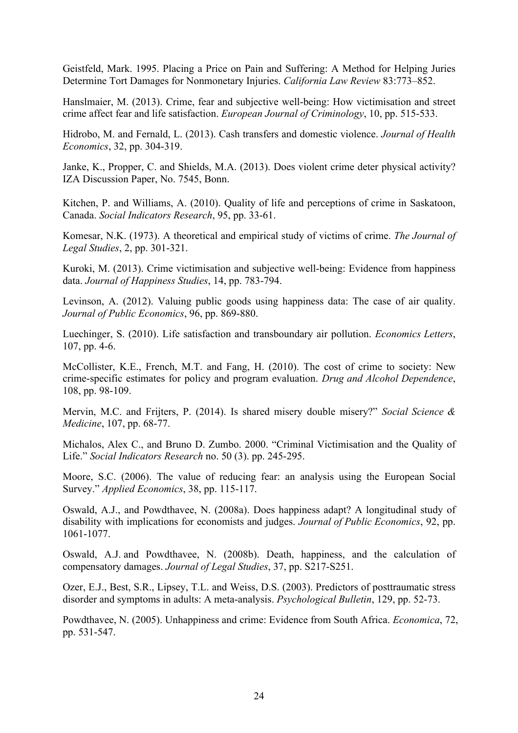Geistfeld, Mark. 1995. Placing a Price on Pain and Suffering: A Method for Helping Juries Determine Tort Damages for Nonmonetary Injuries. *California Law Review* 83:773–852.

Hanslmaier, M. (2013). Crime, fear and subjective well-being: How victimisation and street crime affect fear and life satisfaction. *European Journal of Criminology*, 10, pp. 515-533.

Hidrobo, M. and Fernald, L. (2013). Cash transfers and domestic violence. *Journal of Health Economics*, 32, pp. 304-319.

Janke, K., Propper, C. and Shields, M.A. (2013). Does violent crime deter physical activity? IZA Discussion Paper, No. 7545, Bonn.

Kitchen, P. and Williams, A. (2010). Quality of life and perceptions of crime in Saskatoon, Canada. *Social Indicators Research*, 95, pp. 33-61.

Komesar, N.K. (1973). A theoretical and empirical study of victims of crime. *The Journal of Legal Studies*, 2, pp. 301-321.

Kuroki, M. (2013). Crime victimisation and subjective well-being: Evidence from happiness data. *Journal of Happiness Studies*, 14, pp. 783-794.

Levinson, A. (2012). Valuing public goods using happiness data: The case of air quality. *Journal of Public Economics*, 96, pp. 869-880.

Luechinger, S. (2010). Life satisfaction and transboundary air pollution. *Economics Letters*, 107, pp. 4-6.

McCollister, K.E., French, M.T. and Fang, H. (2010). The cost of crime to society: New crime-specific estimates for policy and program evaluation. *Drug and Alcohol Dependence*, 108, pp. 98-109.

Mervin, M.C. and Frijters, P. (2014). Is shared misery double misery?" *Social Science & Medicine*, 107, pp. 68-77.

Michalos, Alex C., and Bruno D. Zumbo. 2000. "Criminal Victimisation and the Quality of Life." *Social Indicators Research* no. 50 (3). pp. 245-295.

Moore, S.C. (2006). The value of reducing fear: an analysis using the European Social Survey." *Applied Economics*, 38, pp. 115-117.

Oswald, A.J., and Powdthavee, N. (2008a). Does happiness adapt? A longitudinal study of disability with implications for economists and judges. *Journal of Public Economics*, 92, pp. 1061-1077.

Oswald, A.J. and Powdthavee, N. (2008b). Death, happiness, and the calculation of compensatory damages. *Journal of Legal Studies*, 37, pp. S217-S251.

Ozer, E.J., Best, S.R., Lipsey, T.L. and Weiss, D.S. (2003). Predictors of posttraumatic stress disorder and symptoms in adults: A meta-analysis. *Psychological Bulletin*, 129, pp. 52-73.

Powdthavee, N. (2005). Unhappiness and crime: Evidence from South Africa. *Economica*, 72, pp. 531-547.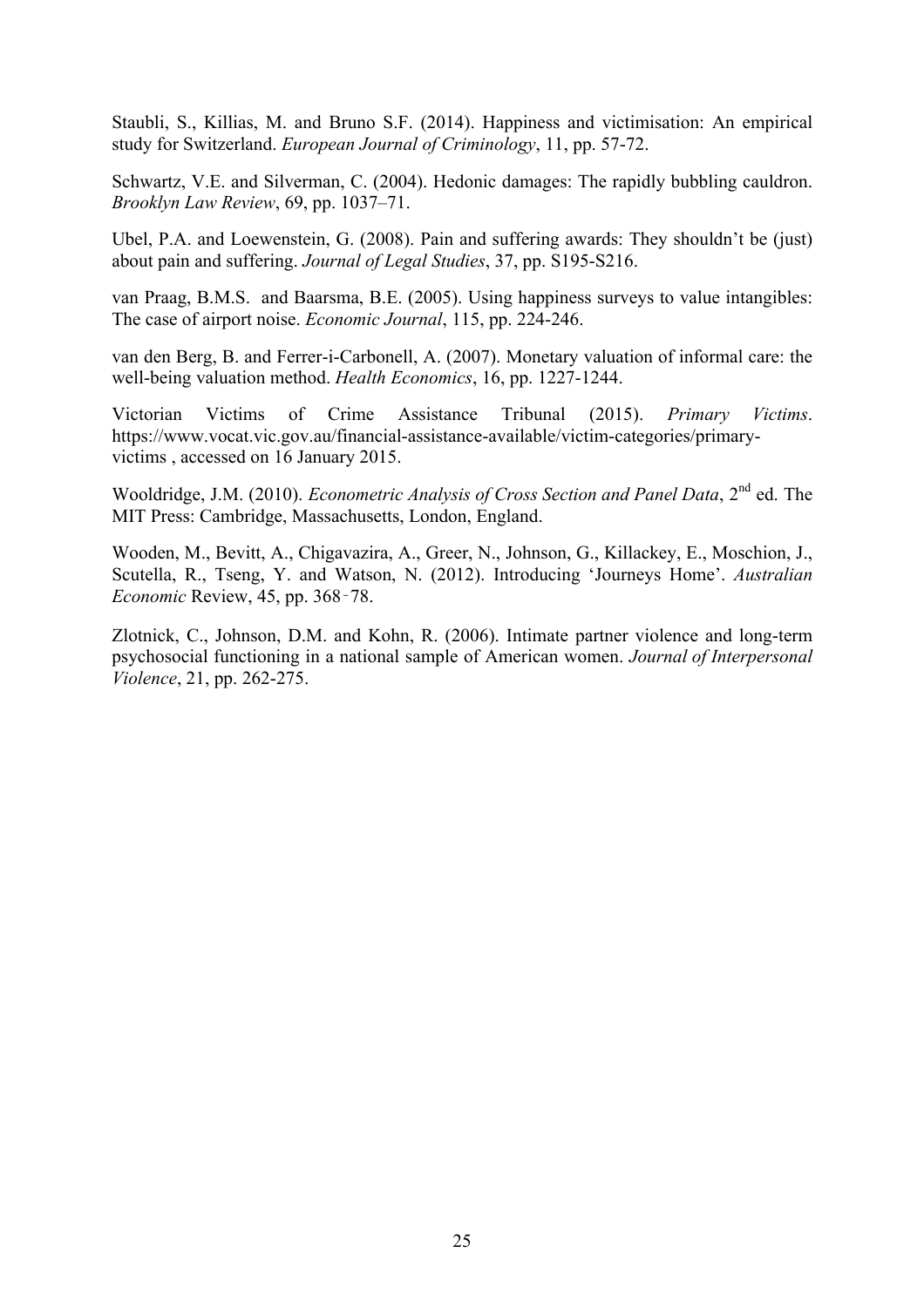Staubli, S., Killias, M. and Bruno S.F. (2014). Happiness and victimisation: An empirical study for Switzerland. *European Journal of Criminology*, 11, pp. 57-72.

Schwartz, V.E. and Silverman, C. (2004). Hedonic damages: The rapidly bubbling cauldron. *Brooklyn Law Review*, 69, pp. 1037–71.

Ubel, P.A. and Loewenstein, G. (2008). Pain and suffering awards: They shouldn't be (just) about pain and suffering. *Journal of Legal Studies*, 37, pp. S195-S216.

van Praag, B.M.S. and Baarsma, B.E. (2005). Using happiness surveys to value intangibles: The case of airport noise. *Economic Journal*, 115, pp. 224-246.

van den Berg, B. and Ferrer-i-Carbonell, A. (2007). Monetary valuation of informal care: the well-being valuation method. *Health Economics*, 16, pp. 1227-1244.

Victorian Victims of Crime Assistance Tribunal (2015). *Primary Victims*. https://www.vocat.vic.gov.au/financial-assistance-available/victim-categories/primary-victims , accessed on 16 January 2015.

Wooldridge, J.M. (2010). *Econometric Analysis of Cross Section and Panel Data*, 2nd ed. The MIT Press: Cambridge, Massachusetts, London, England.

Wooden, M., Bevitt, A., Chigavazira, A., Greer, N., Johnson, G., Killackey, E., Moschion, J., Scutella, R., Tseng, Y. and Watson, N. (2012). Introducing 'Journeys Home'. *Australian Economic* Review, 45, pp. 368‑78.

Zlotnick, C., Johnson, D.M. and Kohn, R. (2006). Intimate partner violence and long-term psychosocial functioning in a national sample of American women. *Journal of Interpersonal Violence*, 21, pp. 262-275.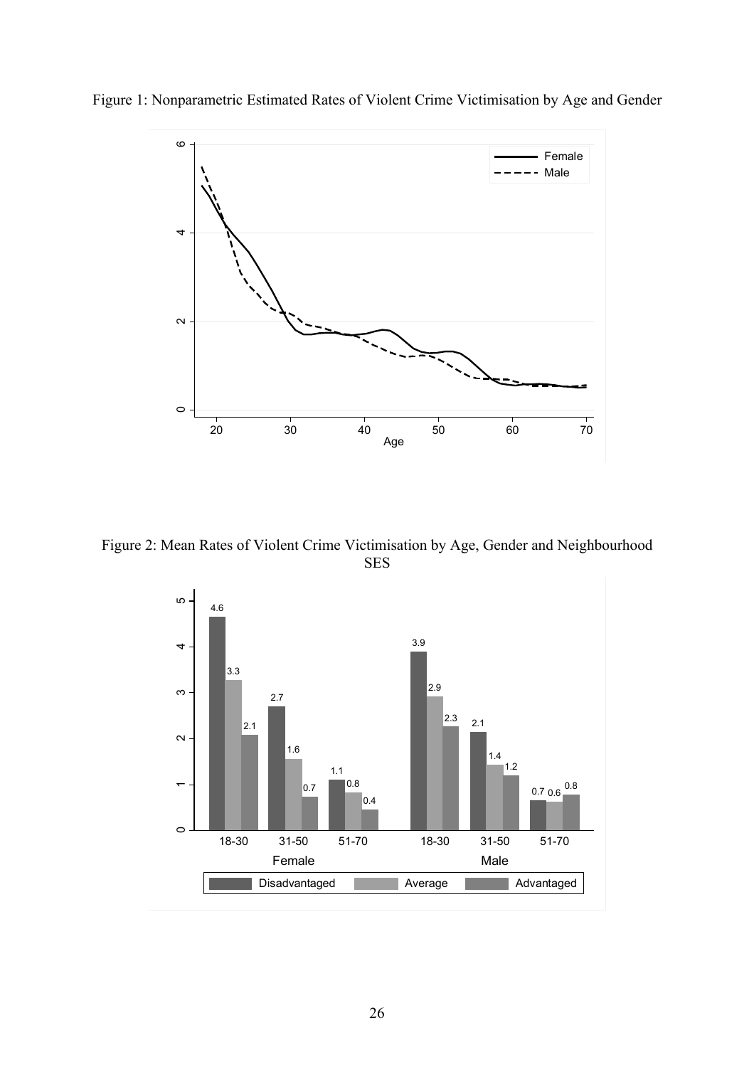Figure 1: Nonparametric Estimated Rates of Violent Crime Victimisation by Age and Gender

Figure 2: Mean Rates of Violent Crime Victimisation by Age, Gender and Neighbourhood SES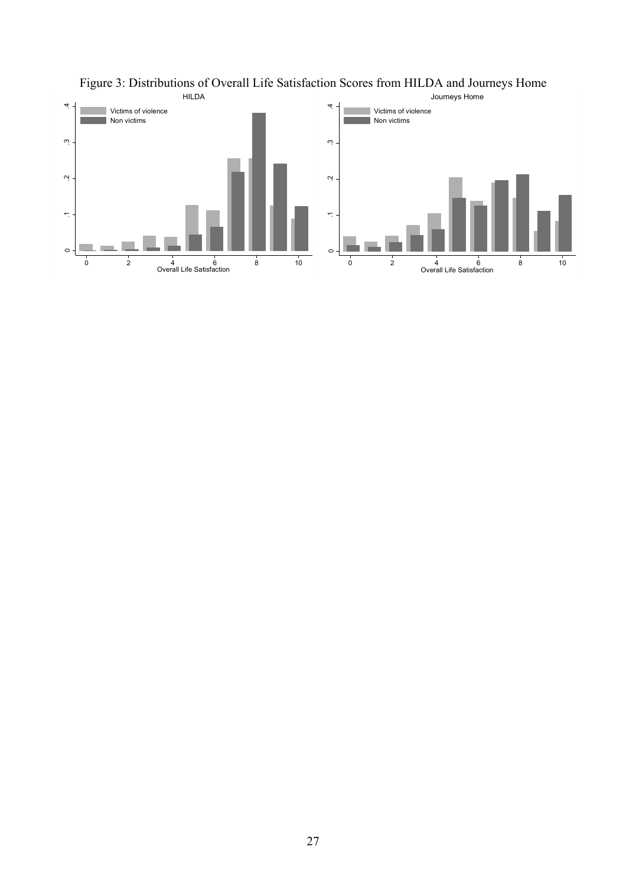Figure 3: Distributions of Overall Life Satisfaction Scores from HILDA and Journeys Home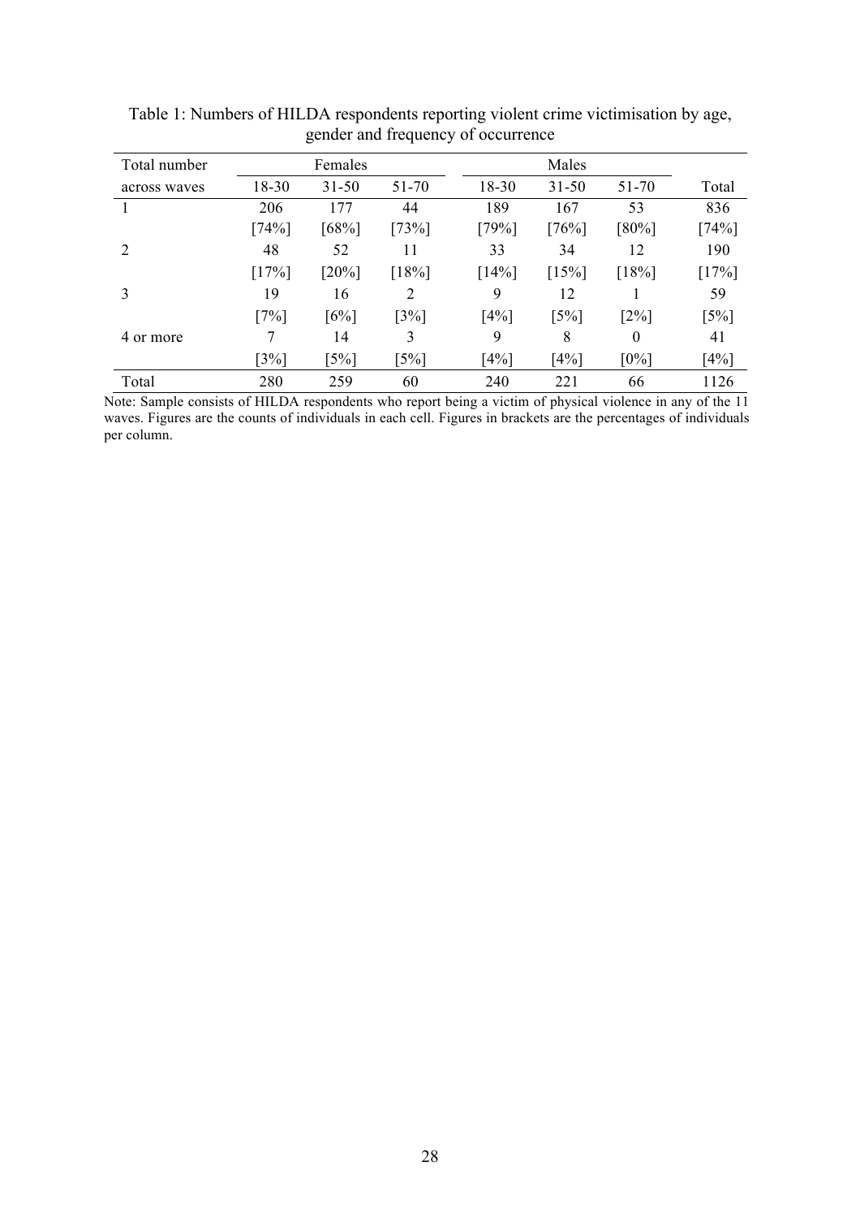Table 1: Numbers of HILDA respondents reporting violent crime victimisation by age, gender and frequency of occurrence

| Total number | Females | | | Males | | | |
|---|---|---|---|---|---|---|---|
| across waves | 18-30 | 31-50 | 51-70 | 18-30 | 31-50 | 51-70 | Total |
| 1 | 206 | 177 | 44 | 189 | 167 | 53 | 836 |
| | [74%] | [68%] | [73%] | [79%] | [76%] | [80%] | [74%] |
| 2 | 48 | 52 | 11 | 33 | 34 | 12 | 190 |
| | [17%] | [20%] | [18%] | [14%] | [15%] | [18%] | [17%] |
| 3 | 19 | 16 | 2 | 9 | 12 | 1 | 59 |
| | [7%] | [6%] | [3%] | [4%] | [5%] | [2%] | [5%] |
| 4 or more | 7 | 14 | 3 | 9 | 8 | 0 | 41 |
| | [3%] | [5%] | [5%] | [4%] | [4%] | [0%] | [4%] |
| Total | 280 | 259 | 60 | 240 | 221 | 66 | 1126 |

Note: Sample consists of HILDA respondents who report being a victim of physical violence in any of the 11 waves. Figures are the counts of individuals in each cell. Figures in brackets are the percentages of individuals per column.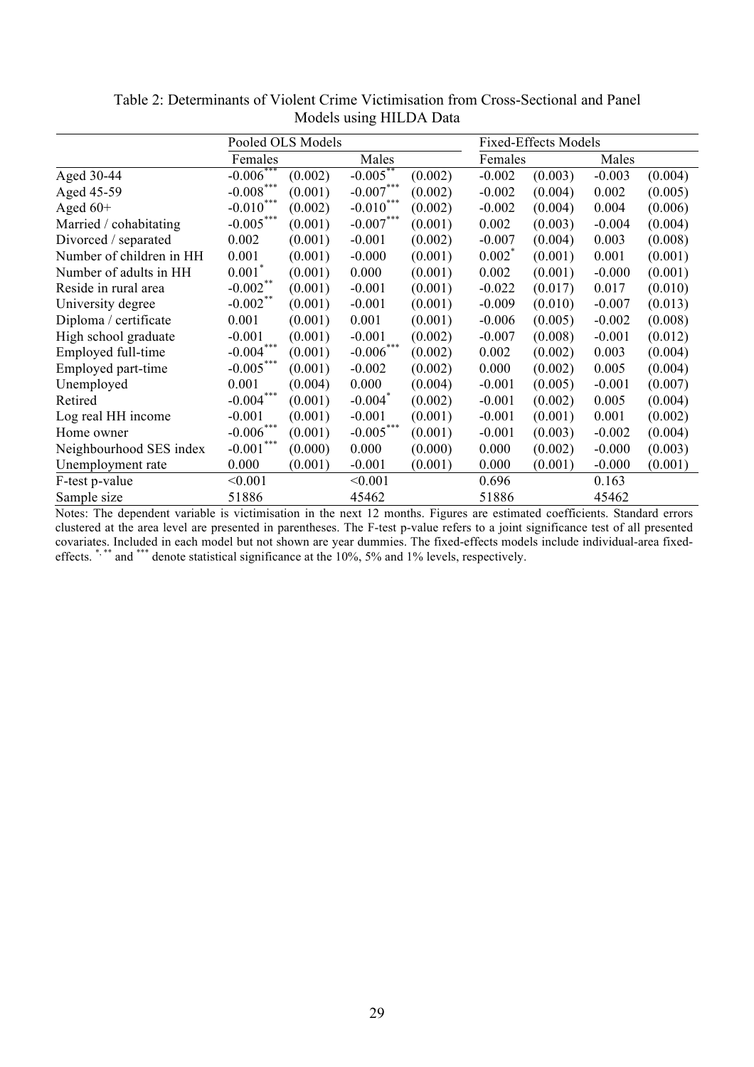Table 2: Determinants of Violent Crime Victimisation from Cross-Sectional and Panel Models using HILDA Data

| | Pooled OLS Models | | | | Fixed-Effects Models | | | |
|---|---|---|---|---|---|---|---|---|
| | Females | | Males | | Females | | Males | |
| Aged 30-44 | -0.006*** | (0.002) | -0.005** | (0.002) | -0.002 | (0.003) | -0.003 | (0.004) |
| Aged 45-59 | -0.008*** | (0.001) | -0.007*** | (0.002) | -0.002 | (0.004) | 0.002 | (0.005) |
| Aged 60+ | -0.010*** | (0.002) | -0.010*** | (0.002) | -0.002 | (0.004) | 0.004 | (0.006) |
| Married / cohabitating | -0.005*** | (0.001) | -0.007*** | (0.001) | 0.002 | (0.003) | -0.004 | (0.004) |
| Divorced / separated | 0.002 | (0.001) | -0.001 | (0.002) | -0.007 | (0.004) | 0.003 | (0.008) |
| Number of children in HH | 0.001 | (0.001) | -0.000 | (0.001) | 0.002* | (0.001) | 0.001 | (0.001) |
| Number of adults in HH | 0.001* | (0.001) | 0.000 | (0.001) | 0.002 | (0.001) | -0.000 | (0.001) |
| Reside in rural area | -0.002** | (0.001) | -0.001 | (0.001) | -0.022 | (0.017) | 0.017 | (0.010) |
| University degree | -0.002** | (0.001) | -0.001 | (0.001) | -0.009 | (0.010) | -0.007 | (0.013) |
| Diploma / certificate | 0.001 | (0.001) | 0.001 | (0.001) | -0.006 | (0.005) | -0.002 | (0.008) |
| High school graduate | -0.001 | (0.001) | -0.001 | (0.002) | -0.007 | (0.008) | -0.001 | (0.012) |
| Employed full-time | -0.004*** | (0.001) | -0.006*** | (0.002) | 0.002 | (0.002) | 0.003 | (0.004) |
| Employed part-time | -0.005*** | (0.001) | -0.002 | (0.002) | 0.000 | (0.002) | 0.005 | (0.004) |
| Unemployed | 0.001 | (0.004) | 0.000 | (0.004) | -0.001 | (0.005) | -0.001 | (0.007) |
| Retired | -0.004*** | (0.001) | -0.004* | (0.002) | -0.001 | (0.002) | 0.005 | (0.004) |
| Log real HH income | -0.001 | (0.001) | -0.001 | (0.001) | -0.001 | (0.001) | 0.001 | (0.002) |
| Home owner | -0.006*** | (0.001) | -0.005*** | (0.001) | -0.001 | (0.003) | -0.002 | (0.004) |
| Neighbourhood SES index | -0.001*** | (0.000) | 0.000 | (0.000) | 0.000 | (0.002) | -0.000 | (0.003) |
| Unemployment rate | 0.000 | (0.001) | -0.001 | (0.001) | 0.000 | (0.001) | -0.000 | (0.001) |
| F-test p-value | <0.001 | | <0.001 | | 0.696 | | 0.163 | |
| Sample size | 51886 | | 45462 | | 51886 | | 45462 | |

Notes: The dependent variable is victimisation in the next 12 months. Figures are estimated coefficients. Standard errors clustered at the area level are presented in parentheses. The F-test p-value refers to a joint significance test of all presented covariates. Included in each model but not shown are year dummies. The fixed-effects models include individual-area fixed-effects. *, ** and *** denote statistical significance at the 10%, 5% and 1% levels, respectively.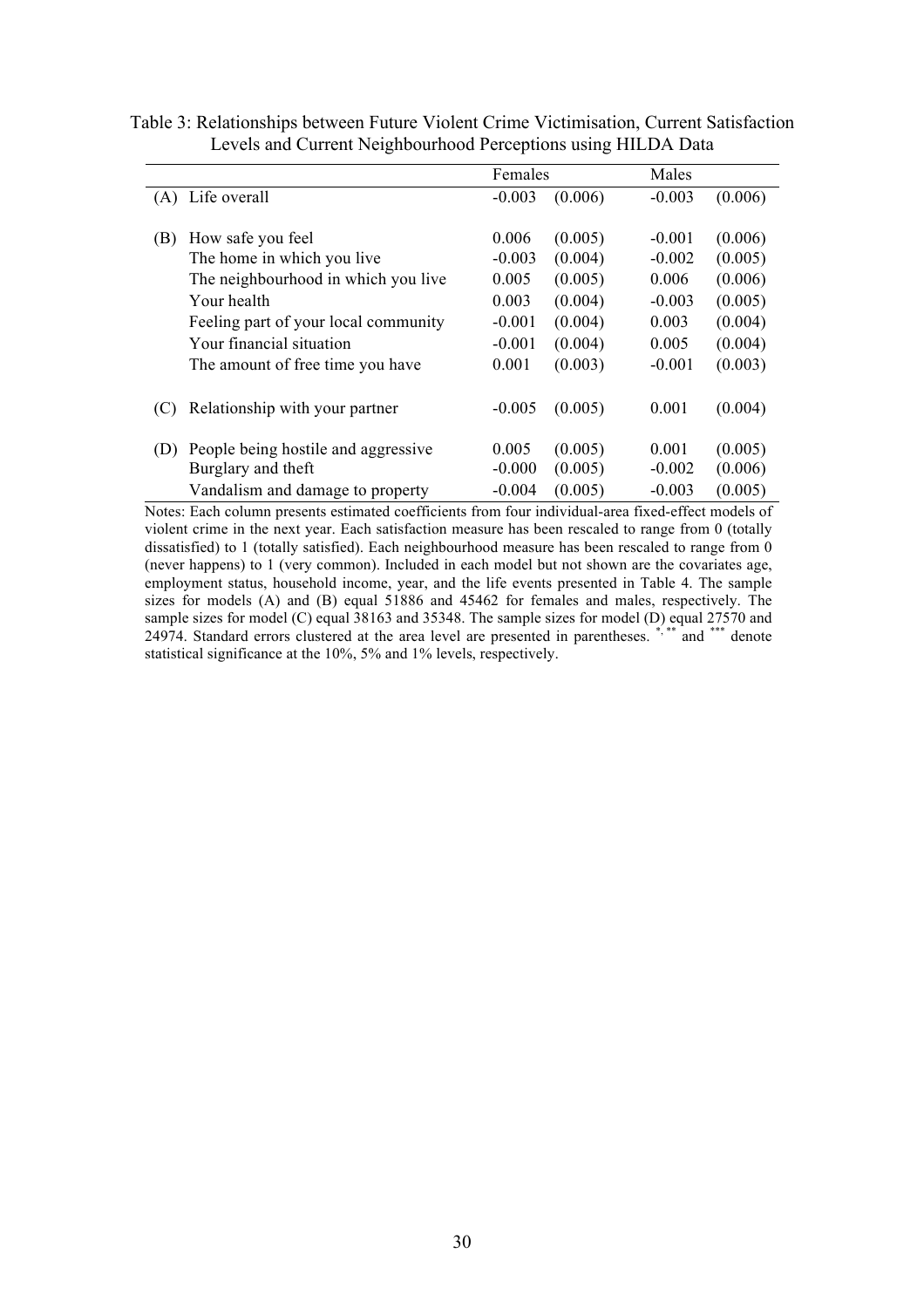Table 3: Relationships between Future Violent Crime Victimisation, Current Satisfaction Levels and Current Neighbourhood Perceptions using HILDA Data

| | | Females | | Males | |
|---|---|---|---|---|---|
| (A) | Life overall | -0.003 | (0.006) | -0.003 | (0.006) |
| | | | | | |
| (B) | How safe you feel | 0.006 | (0.005) | -0.001 | (0.006) |
| | The home in which you live | -0.003 | (0.004) | -0.002 | (0.005) |
| | The neighbourhood in which you live | 0.005 | (0.005) | 0.006 | (0.006) |
| | Your health | 0.003 | (0.004) | -0.003 | (0.005) |
| | Feeling part of your local community | -0.001 | (0.004) | 0.003 | (0.004) |
| | Your financial situation | -0.001 | (0.004) | 0.005 | (0.004) |
| | The amount of free time you have | 0.001 | (0.003) | -0.001 | (0.003) |
| | | | | | |
| (C) | Relationship with your partner | -0.005 | (0.005) | 0.001 | (0.004) |
| | | | | | |
| (D) | People being hostile and aggressive | 0.005 | (0.005) | 0.001 | (0.005) |
| | Burglary and theft | -0.000 | (0.005) | -0.002 | (0.006) |
| | Vandalism and damage to property | -0.004 | (0.005) | -0.003 | (0.005) |

Notes: Each column presents estimated coefficients from four individual-area fixed-effect models of violent crime in the next year. Each satisfaction measure has been rescaled to range from 0 (totally dissatisfied) to 1 (totally satisfied). Each neighbourhood measure has been rescaled to range from 0 (never happens) to 1 (very common). Included in each model but not shown are the covariates age, employment status, household income, year, and the life events presented in Table 4. The sample sizes for models (A) and (B) equal 51886 and 45462 for females and males, respectively. The sample sizes for model (C) equal 38163 and 35348. The sample sizes for model (D) equal 27570 and 24974. Standard errors clustered at the area level are presented in parentheses. *, ** and *** denote statistical significance at the 10%, 5% and 1% levels, respectively.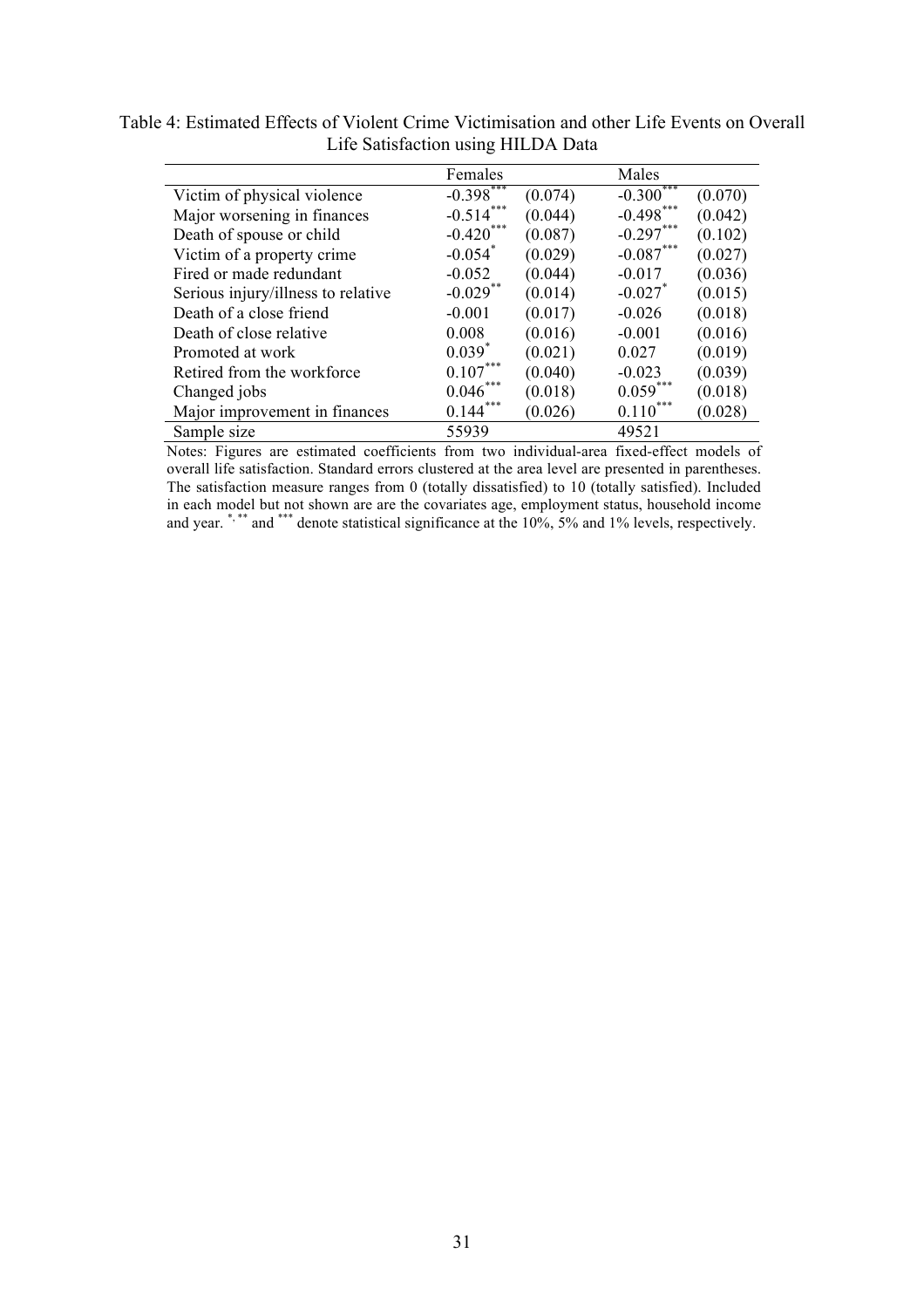Table 4: Estimated Effects of Violent Crime Victimisation and other Life Events on Overall Life Satisfaction using HILDA Data

| | Females | | Males | |
|---|---|---|---|---|
| Victim of physical violence | -0.398*** | (0.074) | -0.300*** | (0.070) |
| Major worsening in finances | -0.514*** | (0.044) | -0.498*** | (0.042) |
| Death of spouse or child | -0.420*** | (0.087) | -0.297*** | (0.102) |
| Victim of a property crime | -0.054* | (0.029) | -0.087*** | (0.027) |
| Fired or made redundant | -0.052 | (0.044) | -0.017 | (0.036) |
| Serious injury/illness to relative | -0.029** | (0.014) | -0.027* | (0.015) |
| Death of a close friend | -0.001 | (0.017) | -0.026 | (0.018) |
| Death of close relative | 0.008 | (0.016) | -0.001 | (0.016) |
| Promoted at work | 0.039* | (0.021) | 0.027 | (0.019) |
| Retired from the workforce | 0.107*** | (0.040) | -0.023 | (0.039) |
| Changed jobs | 0.046*** | (0.018) | 0.059*** | (0.018) |
| Major improvement in finances | 0.144*** | (0.026) | 0.110*** | (0.028) |
| Sample size | 55939 | | 49521 | |

Notes: Figures are estimated coefficients from two individual-area fixed-effect models of overall life satisfaction. Standard errors clustered at the area level are presented in parentheses. The satisfaction measure ranges from 0 (totally dissatisfied) to 10 (totally satisfied). Included in each model but not shown are are the covariates age, employment status, household income and year. *, ** and *** denote statistical significance at the 10%, 5% and 1% levels, respectively.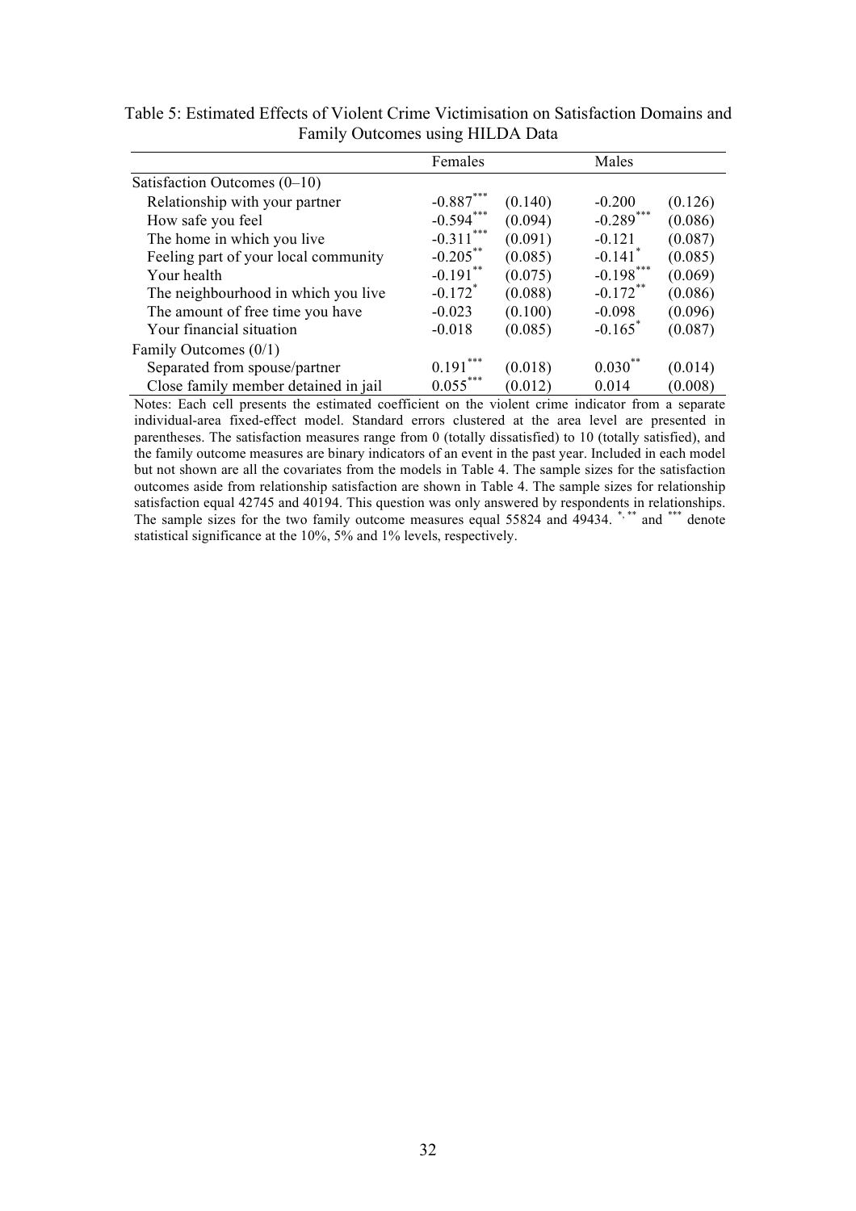Table 5: Estimated Effects of Violent Crime Victimisation on Satisfaction Domains and Family Outcomes using HILDA Data

| | Females | | Males | |
|---|---|---|---|---|
| Satisfaction Outcomes (0–10) | | | | |
| Relationship with your partner | -0.887*** | (0.140) | -0.200 | (0.126) |
| How safe you feel | -0.594*** | (0.094) | -0.289*** | (0.086) |
| The home in which you live | -0.311*** | (0.091) | -0.121 | (0.087) |
| Feeling part of your local community | -0.205** | (0.085) | -0.141* | (0.085) |
| Your health | -0.191** | (0.075) | -0.198*** | (0.069) |
| The neighbourhood in which you live | -0.172* | (0.088) | -0.172** | (0.086) |
| The amount of free time you have | -0.023 | (0.100) | -0.098 | (0.096) |
| Your financial situation | -0.018 | (0.085) | -0.165* | (0.087) |
| Family Outcomes (0/1) | | | | |
| Separated from spouse/partner | 0.191*** | (0.018) | 0.030** | (0.014) |
| Close family member detained in jail | 0.055*** | (0.012) | 0.014 | (0.008) |

Notes: Each cell presents the estimated coefficient on the violent crime indicator from a separate individual-area fixed-effect model. Standard errors clustered at the area level are presented in parentheses. The satisfaction measures range from 0 (totally dissatisfied) to 10 (totally satisfied), and the family outcome measures are binary indicators of an event in the past year. Included in each model but not shown are all the covariates from the models in Table 4. The sample sizes for the satisfaction outcomes aside from relationship satisfaction are shown in Table 4. The sample sizes for relationship satisfaction equal 42745 and 40194. This question was only answered by respondents in relationships. The sample sizes for the two family outcome measures equal 55824 and 49434. *, ** and *** denote statistical significance at the 10%, 5% and 1% levels, respectively.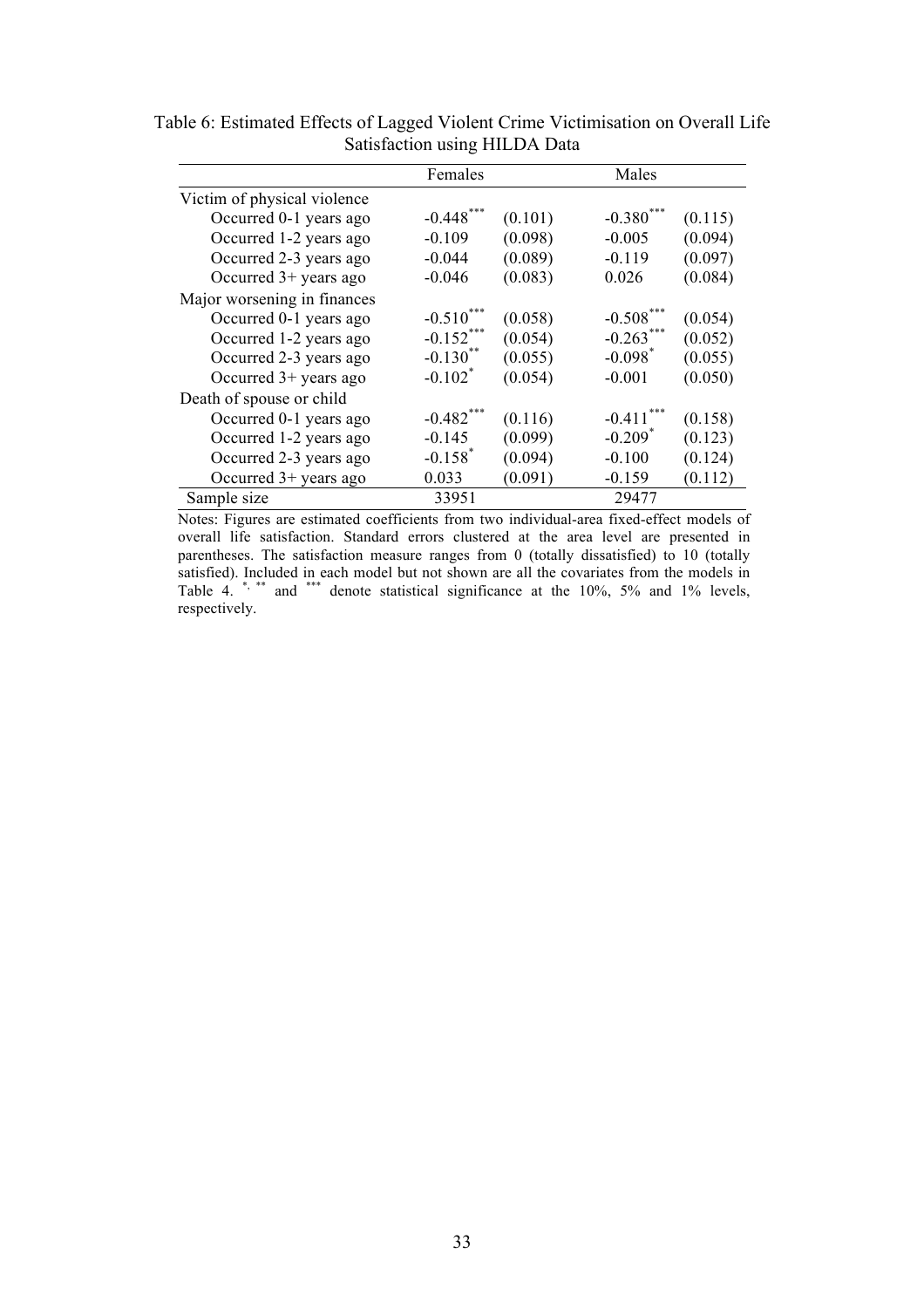Table 6: Estimated Effects of Lagged Violent Crime Victimisation on Overall Life Satisfaction using HILDA Data

| | Females | | Males | |
|---|---|---|---|---|
| Victim of physical violence | | | | |
| Occurred 0-1 years ago | -0.448*** | (0.101) | -0.380*** | (0.115) |
| Occurred 1-2 years ago | -0.109 | (0.098) | -0.005 | (0.094) |
| Occurred 2-3 years ago | -0.044 | (0.089) | -0.119 | (0.097) |
| Occurred 3+ years ago | -0.046 | (0.083) | 0.026 | (0.084) |
| Major worsening in finances | | | | |
| Occurred 0-1 years ago | -0.510*** | (0.058) | -0.508*** | (0.054) |
| Occurred 1-2 years ago | -0.152*** | (0.054) | -0.263*** | (0.052) |
| Occurred 2-3 years ago | -0.130** | (0.055) | -0.098* | (0.055) |
| Occurred 3+ years ago | -0.102* | (0.054) | -0.001 | (0.050) |
| Death of spouse or child | | | | |
| Occurred 0-1 years ago | -0.482*** | (0.116) | -0.411*** | (0.158) |
| Occurred 1-2 years ago | -0.145 | (0.099) | -0.209* | (0.123) |
| Occurred 2-3 years ago | -0.158* | (0.094) | -0.100 | (0.124) |
| Occurred 3+ years ago | 0.033 | (0.091) | -0.159 | (0.112) |
| Sample size | 33951 | | 29477 | |

Notes: Figures are estimated coefficients from two individual-area fixed-effect models of overall life satisfaction. Standard errors clustered at the area level are presented in parentheses. The satisfaction measure ranges from 0 (totally dissatisfied) to 10 (totally satisfied). Included in each model but not shown are all the covariates from the models in Table 4. *, ** and *** denote statistical significance at the 10%, 5% and 1% levels, respectively.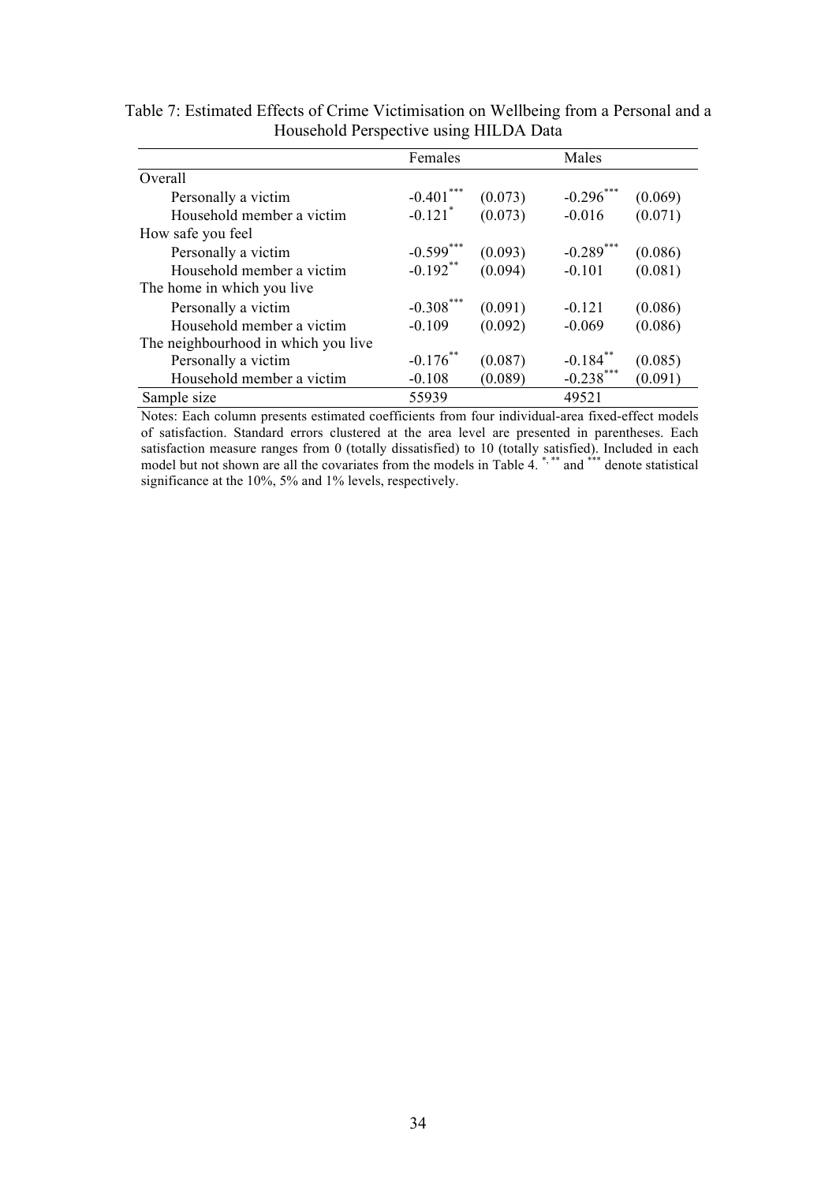Table 7: Estimated Effects of Crime Victimisation on Wellbeing from a Personal and a Household Perspective using HILDA Data

| | Females | | Males | |
|---|---|---|---|---|
| Overall | | | | |
| Personally a victim | -0.401*** | (0.073) | -0.296*** | (0.069) |
| Household member a victim | -0.121* | (0.073) | -0.016 | (0.071) |
| How safe you feel | | | | |
| Personally a victim | -0.599*** | (0.093) | -0.289*** | (0.086) |
| Household member a victim | -0.192** | (0.094) | -0.101 | (0.081) |
| The home in which you live | | | | |
| Personally a victim | -0.308*** | (0.091) | -0.121 | (0.086) |
| Household member a victim | -0.109 | (0.092) | -0.069 | (0.086) |
| The neighbourhood in which you live | | | | |
| Personally a victim | -0.176** | (0.087) | -0.184** | (0.085) |
| Household member a victim | -0.108 | (0.089) | -0.238*** | (0.091) |
| Sample size | 55939 | | 49521 | |

Notes: Each column presents estimated coefficients from four individual-area fixed-effect models of satisfaction. Standard errors clustered at the area level are presented in parentheses. Each satisfaction measure ranges from 0 (totally dissatisfied) to 10 (totally satisfied). Included in each model but not shown are all the covariates from the models in Table 4. *, ** and *** denote statistical significance at the 10%, 5% and 1% levels, respectively.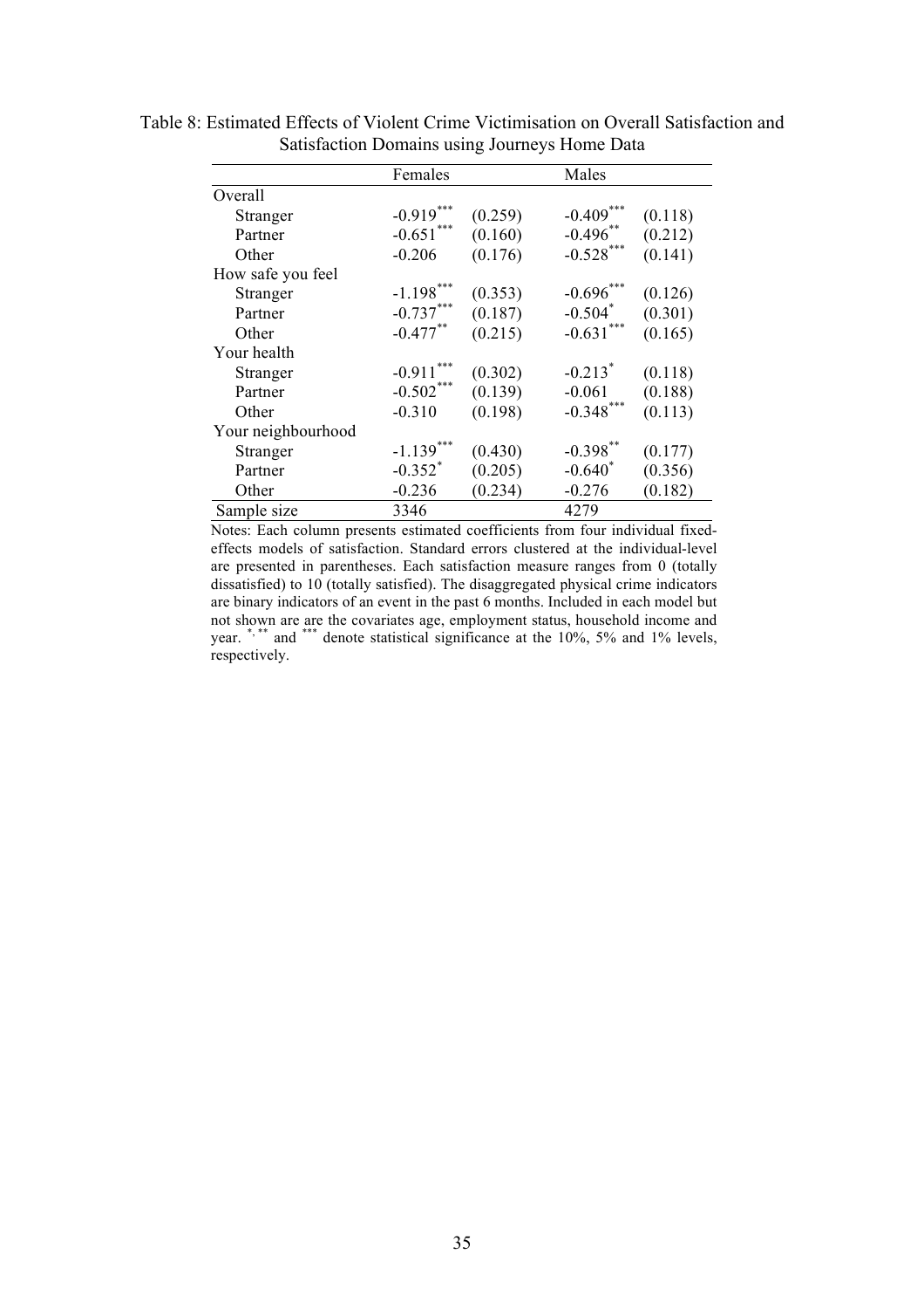Table 8: Estimated Effects of Violent Crime Victimisation on Overall Satisfaction and Satisfaction Domains using Journeys Home Data

| | Females | | Males | |
|---|---|---|---|---|
| Overall | | | | |
| Stranger | -0.919*** | (0.259) | -0.409*** | (0.118) |
| Partner | -0.651*** | (0.160) | -0.496** | (0.212) |
| Other | -0.206 | (0.176) | -0.528*** | (0.141) |
| How safe you feel | | | | |
| Stranger | -1.198*** | (0.353) | -0.696*** | (0.126) |
| Partner | -0.737*** | (0.187) | -0.504* | (0.301) |
| Other | -0.477** | (0.215) | -0.631*** | (0.165) |
| Your health | | | | |
| Stranger | -0.911*** | (0.302) | -0.213* | (0.118) |
| Partner | -0.502*** | (0.139) | -0.061 | (0.188) |
| Other | -0.310 | (0.198) | -0.348*** | (0.113) |
| Your neighbourhood | | | | |
| Stranger | -1.139*** | (0.430) | -0.398** | (0.177) |
| Partner | -0.352* | (0.205) | -0.640* | (0.356) |
| Other | -0.236 | (0.234) | -0.276 | (0.182) |
| Sample size | 3346 | | 4279 | |

Notes: Each column presents estimated coefficients from four individual fixed-effects models of satisfaction. Standard errors clustered at the individual-level are presented in parentheses. Each satisfaction measure ranges from 0 (totally dissatisfied) to 10 (totally satisfied). The disaggregated physical crime indicators are binary indicators of an event in the past 6 months. Included in each model but not shown are are the covariates age, employment status, household income and year. *, ** and *** denote statistical significance at the 10%, 5% and 1% levels, respectively.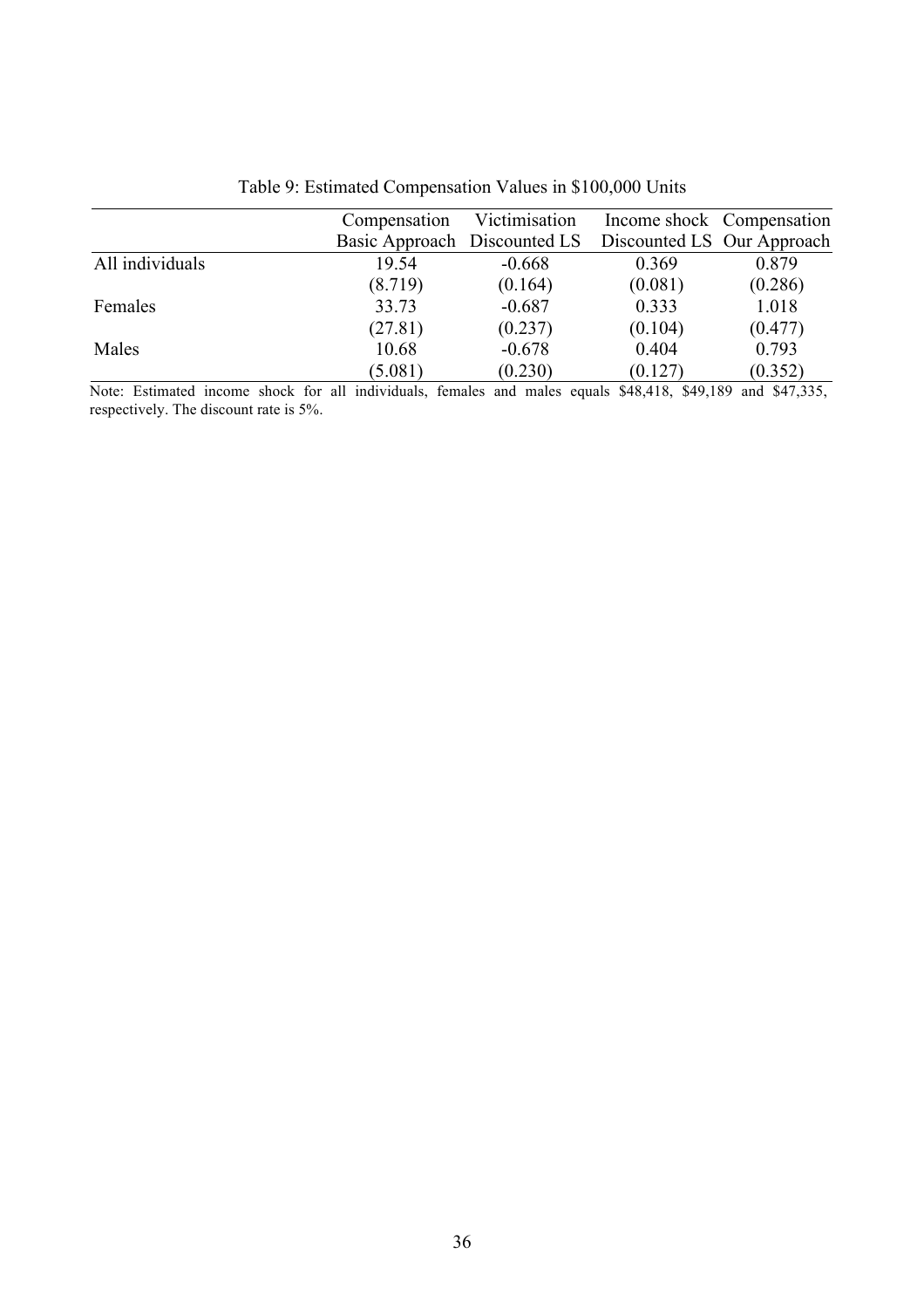Table 9: Estimated Compensation Values in $100,000 Units

| | Compensation Basic Approach | Victimisation Discounted LS | Income shock Discounted LS | Compensation Our Approach |
|---|---|---|---|---|
| All individuals | 19.54 | -0.668 | 0.369 | 0.879 |
| | (8.719) | (0.164) | (0.081) | (0.286) |
| Females | 33.73 | -0.687 | 0.333 | 1.018 |
| | (27.81) | (0.237) | (0.104) | (0.477) |
| Males | 10.68 | -0.678 | 0.404 | 0.793 |
| | (5.081) | (0.230) | (0.127) | (0.352) |

Note: Estimated income shock for all individuals, females and males equals $48,418, $49,189 and $47,335, respectively. The discount rate is 5%.